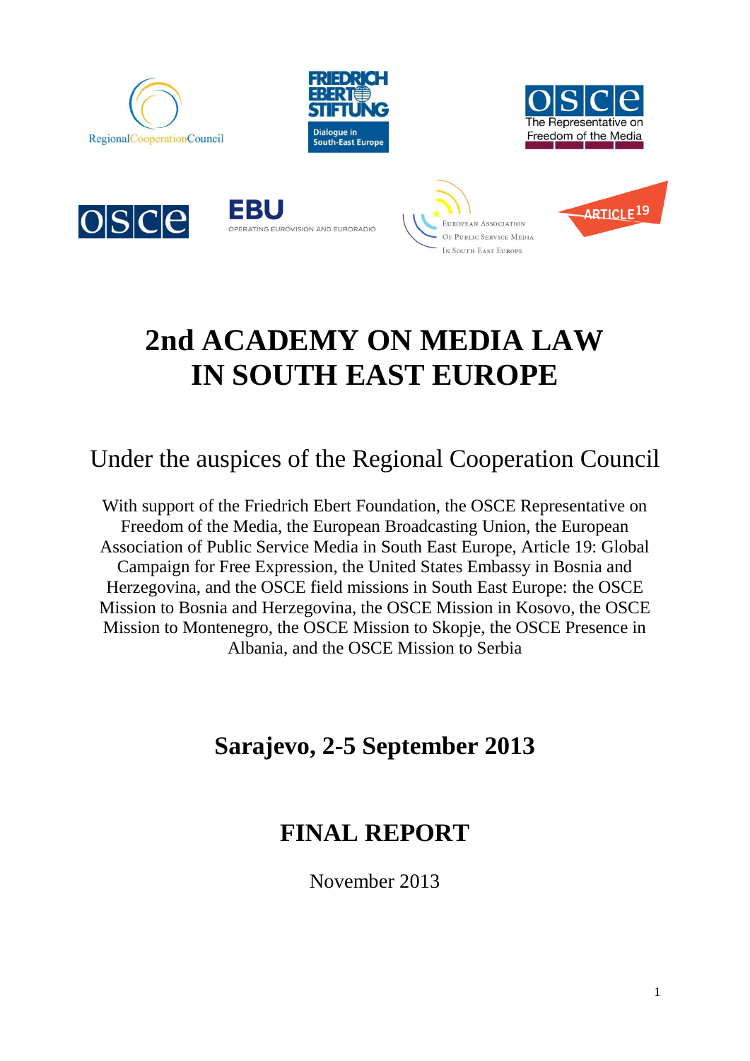# 2nd ACADEMY ON MEDIA LAW IN SOUTH EAST EUROPE

## Under the auspices of the Regional Cooperation Council

With support of the Friedrich Ebert Foundation, the OSCE Representative on Freedom of the Media, the European Broadcasting Union, the European Association of Public Service Media in South East Europe, Article 19: Global Campaign for Free Expression, the United States Embassy in Bosnia and Herzegovina, and the OSCE field missions in South East Europe: the OSCE Mission to Bosnia and Herzegovina, the OSCE Mission in Kosovo, the OSCE Mission to Montenegro, the OSCE Mission to Skopje, the OSCE Presence in Albania, and the OSCE Mission to Serbia

## Sarajevo, 2-5 September 2013

## FINAL REPORT

November 2013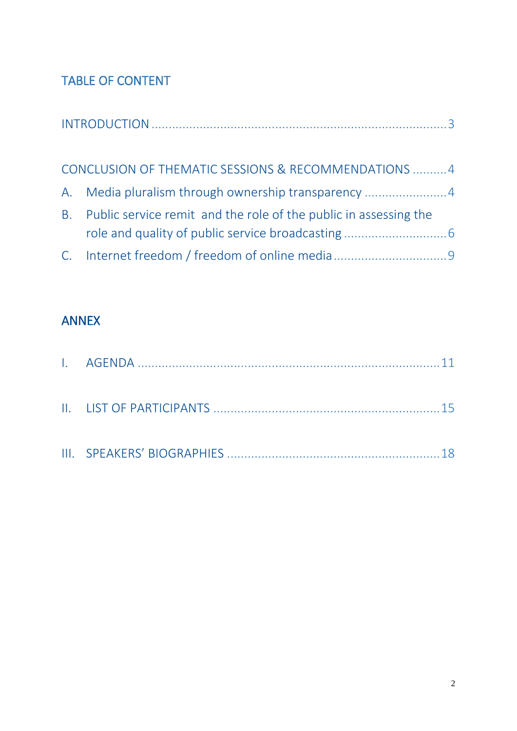## TABLE OF CONTENT

INTRODUCTION ........................................................................................ 3

CONCLUSION OF THEMATIC SESSIONS & RECOMMENDATIONS .......... 4

A. Media pluralism through ownership transparency ........................ 4

B. Public service remit and the role of the public in assessing the role and quality of public service broadcasting .............................. 6

C. Internet freedom / freedom of online media ................................. 9

## ANNEX

I. AGENDA ........................................................................................ 11

II. LIST OF PARTICIPANTS ................................................................. 15

III. SPEAKERS' BIOGRAPHIES ............................................................. 18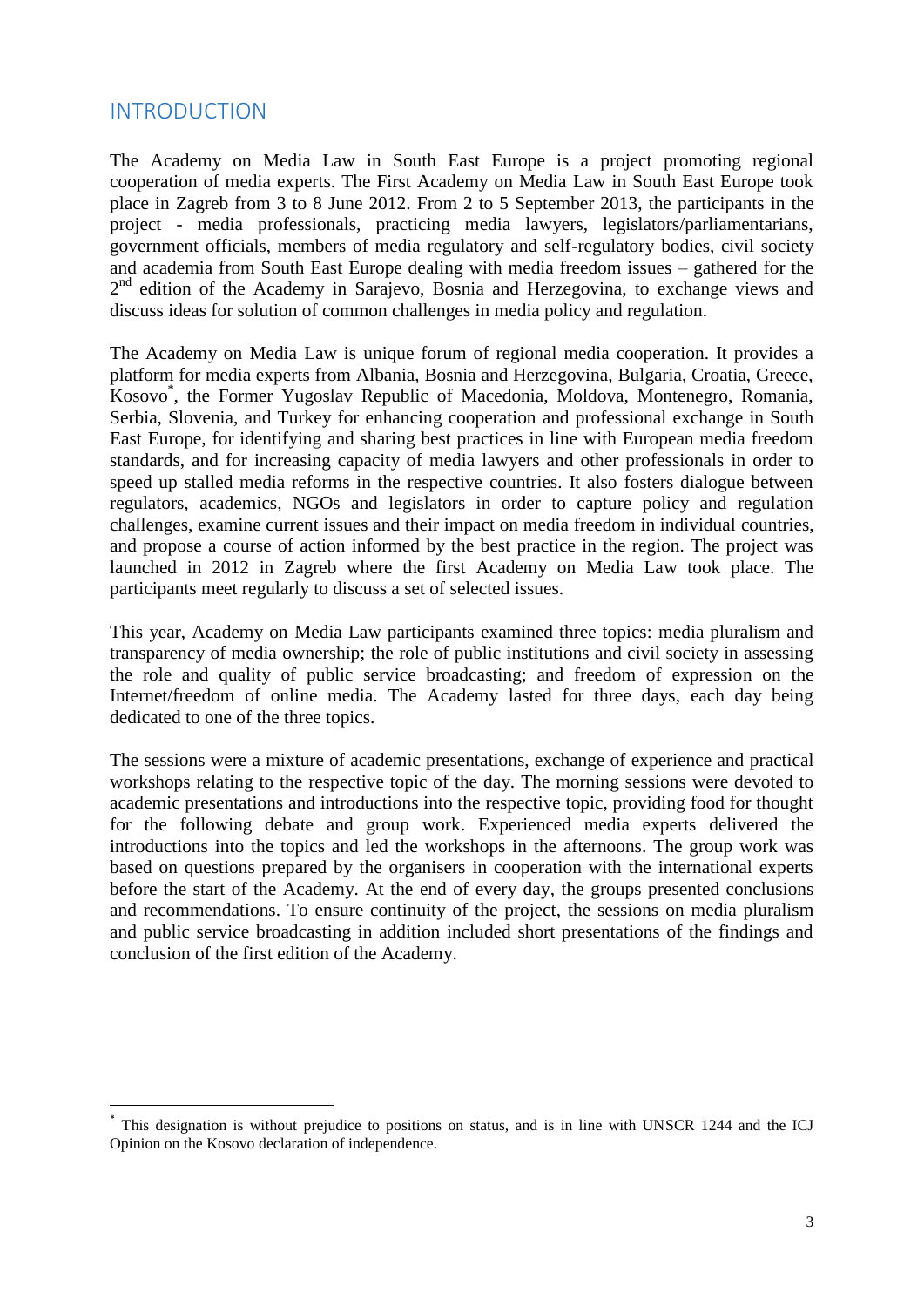# INTRODUCTION

The Academy on Media Law in South East Europe is a project promoting regional cooperation of media experts. The First Academy on Media Law in South East Europe took place in Zagreb from 3 to 8 June 2012. From 2 to 5 September 2013, the participants in the project - media professionals, practicing media lawyers, legislators/parliamentarians, government officials, members of media regulatory and self-regulatory bodies, civil society and academia from South East Europe dealing with media freedom issues – gathered for the 2nd edition of the Academy in Sarajevo, Bosnia and Herzegovina, to exchange views and discuss ideas for solution of common challenges in media policy and regulation.

The Academy on Media Law is unique forum of regional media cooperation. It provides a platform for media experts from Albania, Bosnia and Herzegovina, Bulgaria, Croatia, Greece, Kosovo[*], the Former Yugoslav Republic of Macedonia, Moldova, Montenegro, Romania, Serbia, Slovenia, and Turkey for enhancing cooperation and professional exchange in South East Europe, for identifying and sharing best practices in line with European media freedom standards, and for increasing capacity of media lawyers and other professionals in order to speed up stalled media reforms in the respective countries. It also fosters dialogue between regulators, academics, NGOs and legislators in order to capture policy and regulation challenges, examine current issues and their impact on media freedom in individual countries, and propose a course of action informed by the best practice in the region. The project was launched in 2012 in Zagreb where the first Academy on Media Law took place. The participants meet regularly to discuss a set of selected issues.

This year, Academy on Media Law participants examined three topics: media pluralism and transparency of media ownership; the role of public institutions and civil society in assessing the role and quality of public service broadcasting; and freedom of expression on the Internet/freedom of online media. The Academy lasted for three days, each day being dedicated to one of the three topics.

The sessions were a mixture of academic presentations, exchange of experience and practical workshops relating to the respective topic of the day. The morning sessions were devoted to academic presentations and introductions into the respective topic, providing food for thought for the following debate and group work. Experienced media experts delivered the introductions into the topics and led the workshops in the afternoons. The group work was based on questions prepared by the organisers in cooperation with the international experts before the start of the Academy. At the end of every day, the groups presented conclusions and recommendations. To ensure continuity of the project, the sessions on media pluralism and public service broadcasting in addition included short presentations of the findings and conclusion of the first edition of the Academy.

---

[*] This designation is without prejudice to positions on status, and is in line with UNSCR 1244 and the ICJ Opinion on the Kosovo declaration of independence.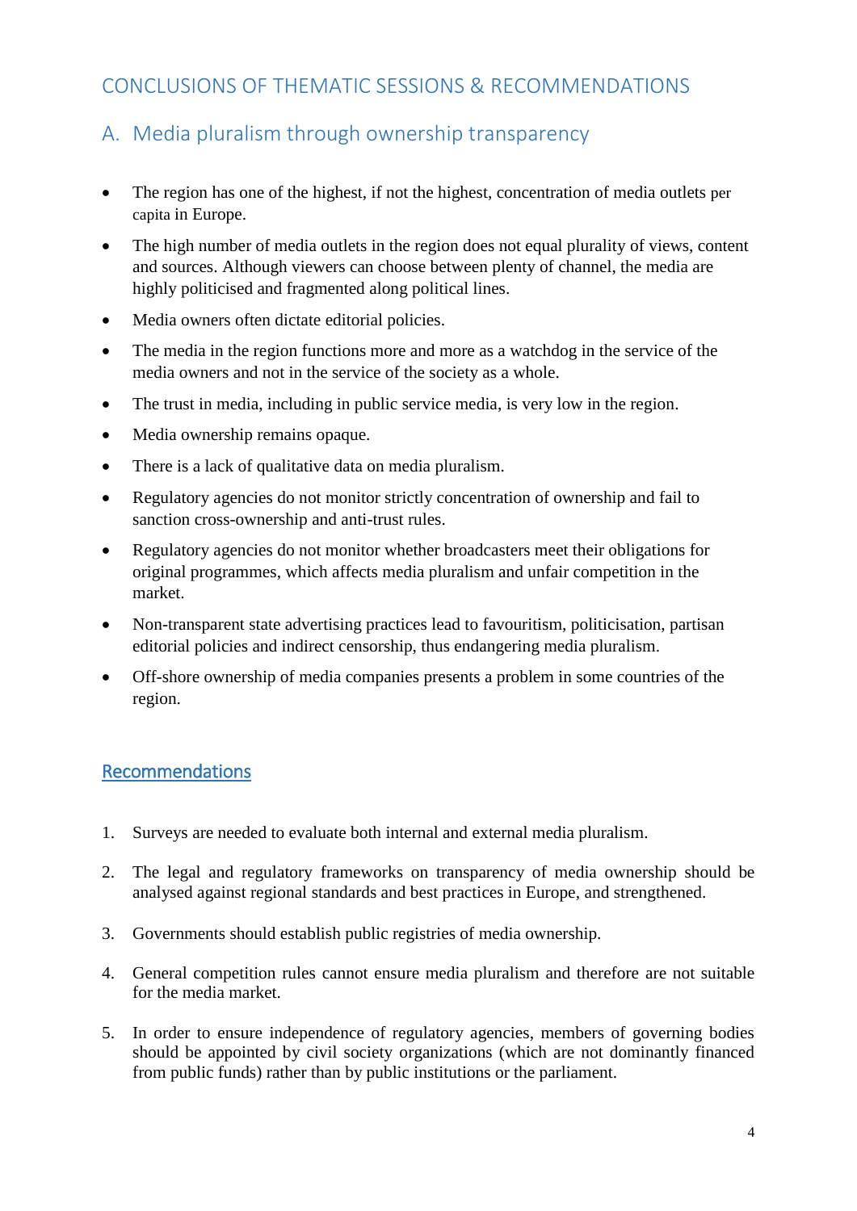# CONCLUSIONS OF THEMATIC SESSIONS & RECOMMENDATIONS

## A. Media pluralism through ownership transparency

- The region has one of the highest, if not the highest, concentration of media outlets per capita in Europe.
- The high number of media outlets in the region does not equal plurality of views, content and sources. Although viewers can choose between plenty of channel, the media are highly politicised and fragmented along political lines.
- Media owners often dictate editorial policies.
- The media in the region functions more and more as a watchdog in the service of the media owners and not in the service of the society as a whole.
- The trust in media, including in public service media, is very low in the region.
- Media ownership remains opaque.
- There is a lack of qualitative data on media pluralism.
- Regulatory agencies do not monitor strictly concentration of ownership and fail to sanction cross-ownership and anti-trust rules.
- Regulatory agencies do not monitor whether broadcasters meet their obligations for original programmes, which affects media pluralism and unfair competition in the market.
- Non-transparent state advertising practices lead to favouritism, politicisation, partisan editorial policies and indirect censorship, thus endangering media pluralism.
- Off-shore ownership of media companies presents a problem in some countries of the region.

### Recommendations

1. Surveys are needed to evaluate both internal and external media pluralism.
2. The legal and regulatory frameworks on transparency of media ownership should be analysed against regional standards and best practices in Europe, and strengthened.
3. Governments should establish public registries of media ownership.
4. General competition rules cannot ensure media pluralism and therefore are not suitable for the media market.
5. In order to ensure independence of regulatory agencies, members of governing bodies should be appointed by civil society organizations (which are not dominantly financed from public funds) rather than by public institutions or the parliament.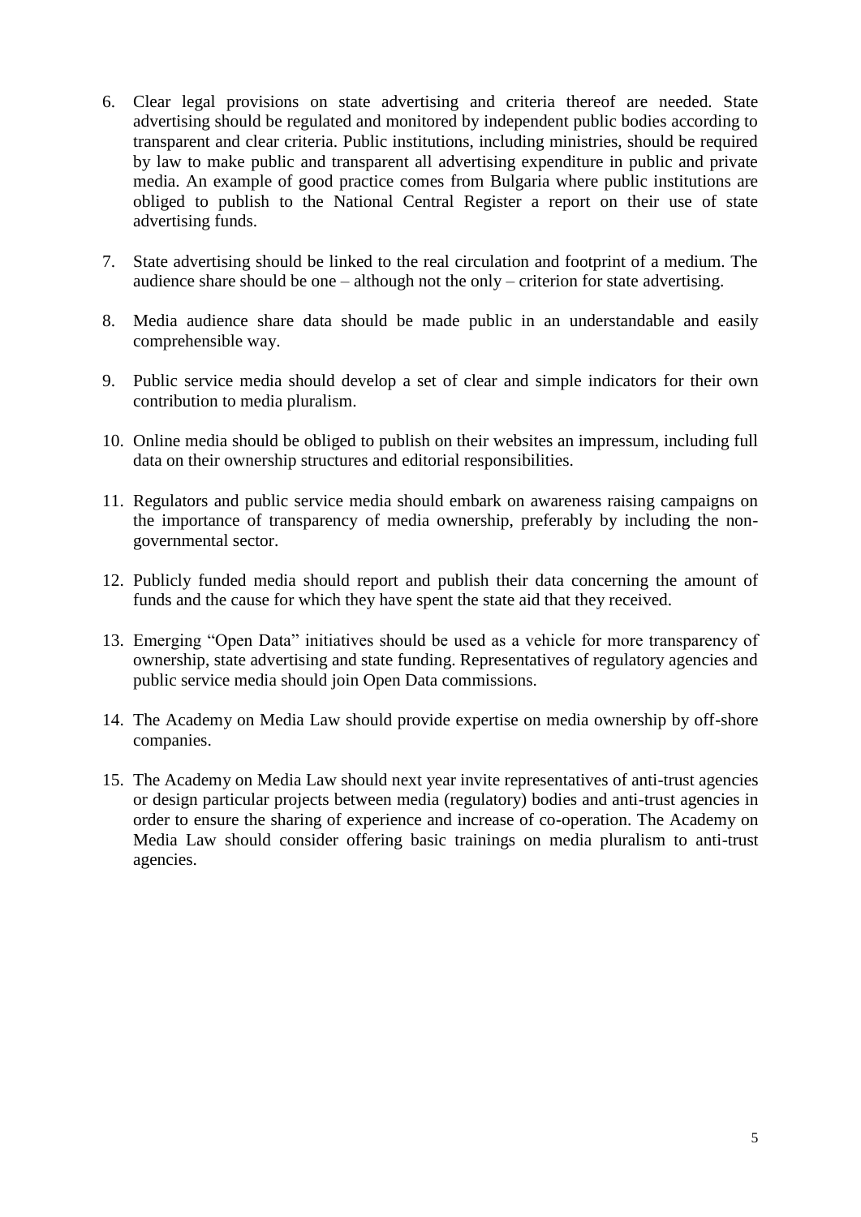6. Clear legal provisions on state advertising and criteria thereof are needed. State advertising should be regulated and monitored by independent public bodies according to transparent and clear criteria. Public institutions, including ministries, should be required by law to make public and transparent all advertising expenditure in public and private media. An example of good practice comes from Bulgaria where public institutions are obliged to publish to the National Central Register a report on their use of state advertising funds.

7. State advertising should be linked to the real circulation and footprint of a medium. The audience share should be one – although not the only – criterion for state advertising.

8. Media audience share data should be made public in an understandable and easily comprehensible way.

9. Public service media should develop a set of clear and simple indicators for their own contribution to media pluralism.

10. Online media should be obliged to publish on their websites an impressum, including full data on their ownership structures and editorial responsibilities.

11. Regulators and public service media should embark on awareness raising campaigns on the importance of transparency of media ownership, preferably by including the non-governmental sector.

12. Publicly funded media should report and publish their data concerning the amount of funds and the cause for which they have spent the state aid that they received.

13. Emerging "Open Data" initiatives should be used as a vehicle for more transparency of ownership, state advertising and state funding. Representatives of regulatory agencies and public service media should join Open Data commissions.

14. The Academy on Media Law should provide expertise on media ownership by off-shore companies.

15. The Academy on Media Law should next year invite representatives of anti-trust agencies or design particular projects between media (regulatory) bodies and anti-trust agencies in order to ensure the sharing of experience and increase of co-operation. The Academy on Media Law should consider offering basic trainings on media pluralism to anti-trust agencies.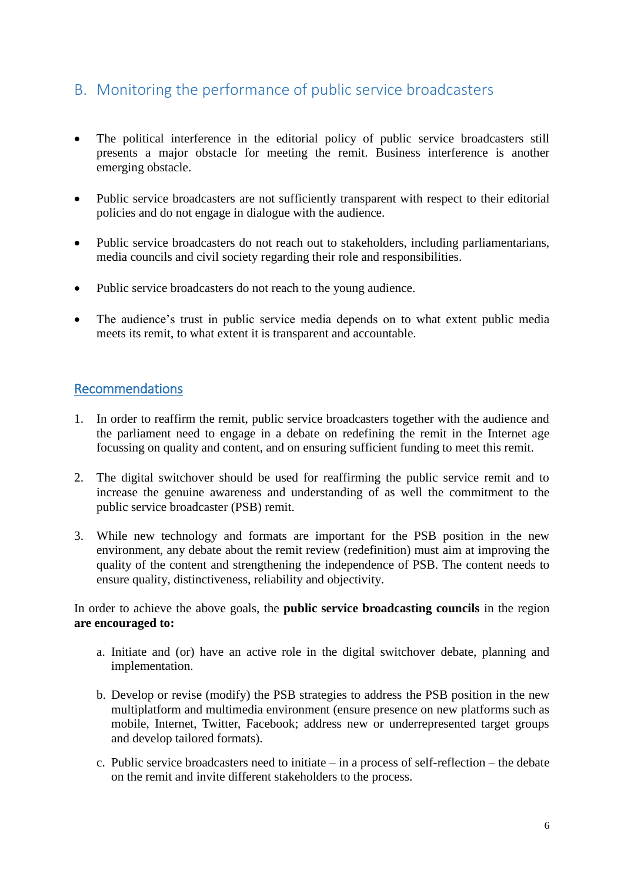## B. Monitoring the performance of public service broadcasters

- The political interference in the editorial policy of public service broadcasters still presents a major obstacle for meeting the remit. Business interference is another emerging obstacle.
- Public service broadcasters are not sufficiently transparent with respect to their editorial policies and do not engage in dialogue with the audience.
- Public service broadcasters do not reach out to stakeholders, including parliamentarians, media councils and civil society regarding their role and responsibilities.
- Public service broadcasters do not reach to the young audience.
- The audience's trust in public service media depends on to what extent public media meets its remit, to what extent it is transparent and accountable.

### Recommendations

1. In order to reaffirm the remit, public service broadcasters together with the audience and the parliament need to engage in a debate on redefining the remit in the Internet age focussing on quality and content, and on ensuring sufficient funding to meet this remit.
2. The digital switchover should be used for reaffirming the public service remit and to increase the genuine awareness and understanding of as well the commitment to the public service broadcaster (PSB) remit.
3. While new technology and formats are important for the PSB position in the new environment, any debate about the remit review (redefinition) must aim at improving the quality of the content and strengthening the independence of PSB. The content needs to ensure quality, distinctiveness, reliability and objectivity.

In order to achieve the above goals, the **public service broadcasting councils** in the region **are encouraged to:**

a. Initiate and (or) have an active role in the digital switchover debate, planning and implementation.

b. Develop or revise (modify) the PSB strategies to address the PSB position in the new multiplatform and multimedia environment (ensure presence on new platforms such as mobile, Internet, Twitter, Facebook; address new or underrepresented target groups and develop tailored formats).

c. Public service broadcasters need to initiate – in a process of self-reflection – the debate on the remit and invite different stakeholders to the process.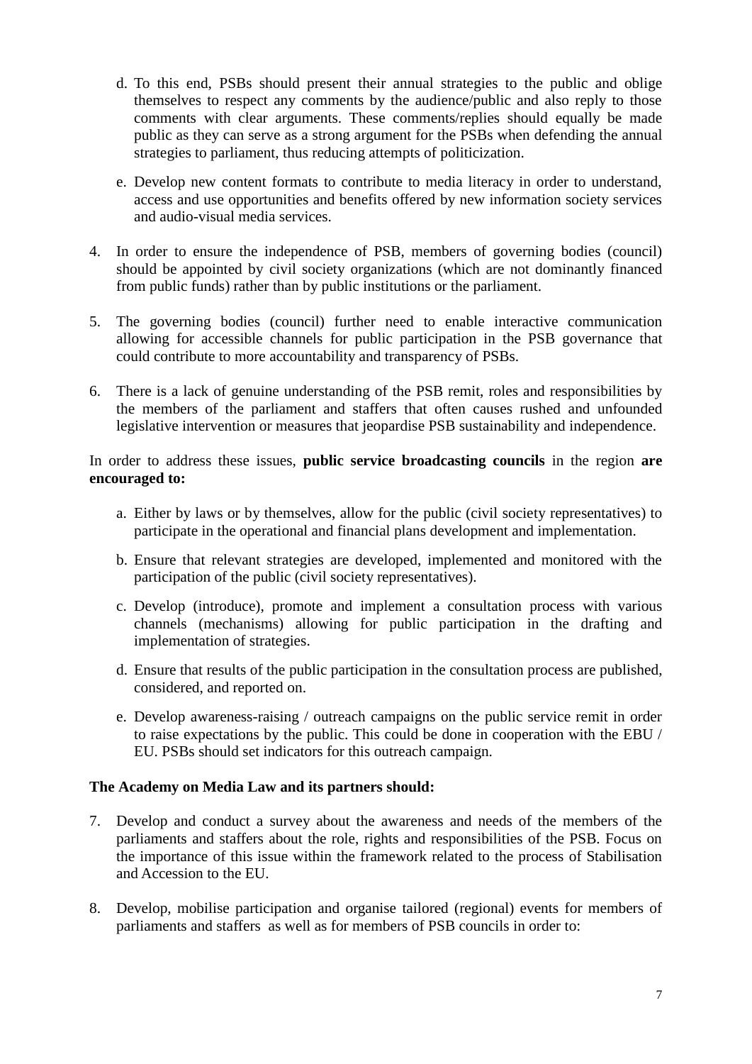d. To this end, PSBs should present their annual strategies to the public and oblige themselves to respect any comments by the audience/public and also reply to those comments with clear arguments. These comments/replies should equally be made public as they can serve as a strong argument for the PSBs when defending the annual strategies to parliament, thus reducing attempts of politicization.

e. Develop new content formats to contribute to media literacy in order to understand, access and use opportunities and benefits offered by new information society services and audio-visual media services.

4. In order to ensure the independence of PSB, members of governing bodies (council) should be appointed by civil society organizations (which are not dominantly financed from public funds) rather than by public institutions or the parliament.

5. The governing bodies (council) further need to enable interactive communication allowing for accessible channels for public participation in the PSB governance that could contribute to more accountability and transparency of PSBs.

6. There is a lack of genuine understanding of the PSB remit, roles and responsibilities by the members of the parliament and staffers that often causes rushed and unfounded legislative intervention or measures that jeopardise PSB sustainability and independence.

In order to address these issues, **public service broadcasting councils** in the region **are encouraged to:**

a. Either by laws or by themselves, allow for the public (civil society representatives) to participate in the operational and financial plans development and implementation.

b. Ensure that relevant strategies are developed, implemented and monitored with the participation of the public (civil society representatives).

c. Develop (introduce), promote and implement a consultation process with various channels (mechanisms) allowing for public participation in the drafting and implementation of strategies.

d. Ensure that results of the public participation in the consultation process are published, considered, and reported on.

e. Develop awareness-raising / outreach campaigns on the public service remit in order to raise expectations by the public. This could be done in cooperation with the EBU / EU. PSBs should set indicators for this outreach campaign.

**The Academy on Media Law and its partners should:**

7. Develop and conduct a survey about the awareness and needs of the members of the parliaments and staffers about the role, rights and responsibilities of the PSB. Focus on the importance of this issue within the framework related to the process of Stabilisation and Accession to the EU.

8. Develop, mobilise participation and organise tailored (regional) events for members of parliaments and staffers as well as for members of PSB councils in order to: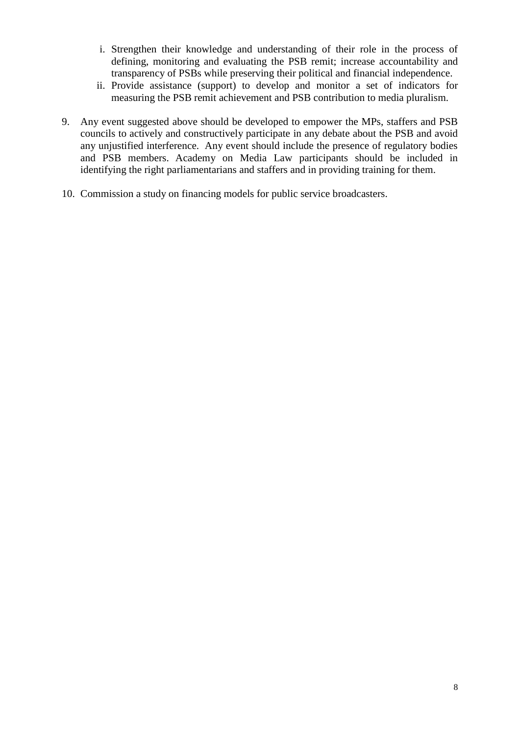i. Strengthen their knowledge and understanding of their role in the process of defining, monitoring and evaluating the PSB remit; increase accountability and transparency of PSBs while preserving their political and financial independence.
ii. Provide assistance (support) to develop and monitor a set of indicators for measuring the PSB remit achievement and PSB contribution to media pluralism.

9. Any event suggested above should be developed to empower the MPs, staffers and PSB councils to actively and constructively participate in any debate about the PSB and avoid any unjustified interference. Any event should include the presence of regulatory bodies and PSB members. Academy on Media Law participants should be included in identifying the right parliamentarians and staffers and in providing training for them.

10. Commission a study on financing models for public service broadcasters.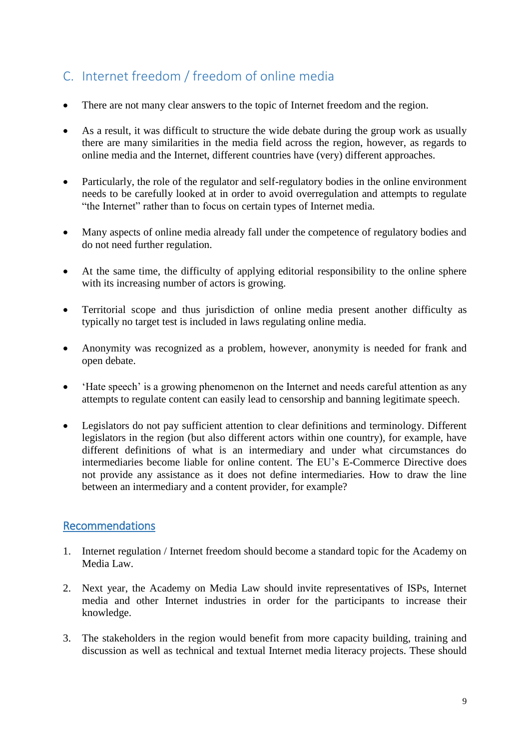## C. Internet freedom / freedom of online media

- There are not many clear answers to the topic of Internet freedom and the region.
- As a result, it was difficult to structure the wide debate during the group work as usually there are many similarities in the media field across the region, however, as regards to online media and the Internet, different countries have (very) different approaches.
- Particularly, the role of the regulator and self-regulatory bodies in the online environment needs to be carefully looked at in order to avoid overregulation and attempts to regulate "the Internet" rather than to focus on certain types of Internet media.
- Many aspects of online media already fall under the competence of regulatory bodies and do not need further regulation.
- At the same time, the difficulty of applying editorial responsibility to the online sphere with its increasing number of actors is growing.
- Territorial scope and thus jurisdiction of online media present another difficulty as typically no target test is included in laws regulating online media.
- Anonymity was recognized as a problem, however, anonymity is needed for frank and open debate.
- 'Hate speech' is a growing phenomenon on the Internet and needs careful attention as any attempts to regulate content can easily lead to censorship and banning legitimate speech.
- Legislators do not pay sufficient attention to clear definitions and terminology. Different legislators in the region (but also different actors within one country), for example, have different definitions of what is an intermediary and under what circumstances do intermediaries become liable for online content. The EU's E-Commerce Directive does not provide any assistance as it does not define intermediaries. How to draw the line between an intermediary and a content provider, for example?

### Recommendations

1. Internet regulation / Internet freedom should become a standard topic for the Academy on Media Law.
2. Next year, the Academy on Media Law should invite representatives of ISPs, Internet media and other Internet industries in order for the participants to increase their knowledge.
3. The stakeholders in the region would benefit from more capacity building, training and discussion as well as technical and textual Internet media literacy projects. These should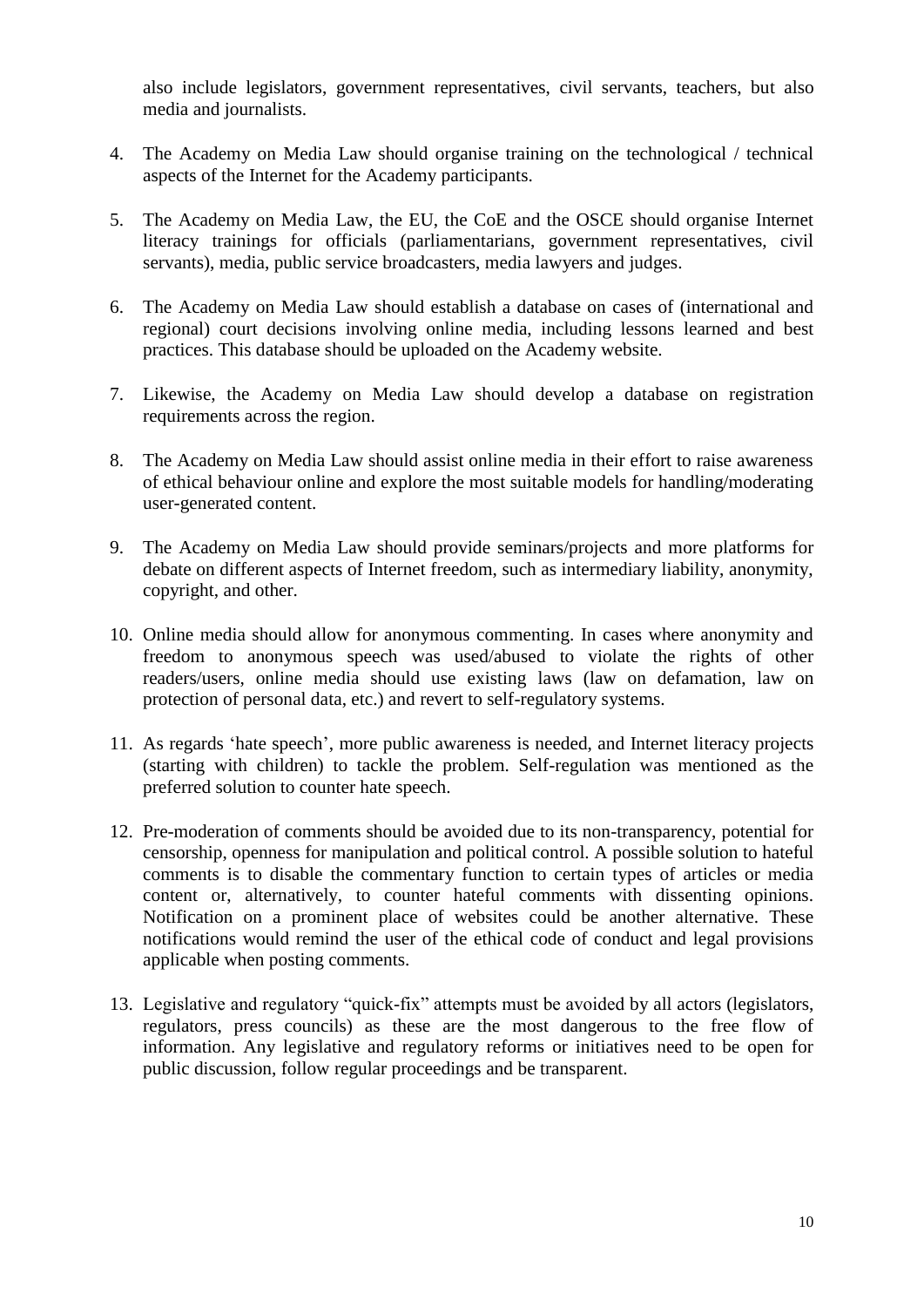also include legislators, government representatives, civil servants, teachers, but also media and journalists.

4. The Academy on Media Law should organise training on the technological / technical aspects of the Internet for the Academy participants.

5. The Academy on Media Law, the EU, the CoE and the OSCE should organise Internet literacy trainings for officials (parliamentarians, government representatives, civil servants), media, public service broadcasters, media lawyers and judges.

6. The Academy on Media Law should establish a database on cases of (international and regional) court decisions involving online media, including lessons learned and best practices. This database should be uploaded on the Academy website.

7. Likewise, the Academy on Media Law should develop a database on registration requirements across the region.

8. The Academy on Media Law should assist online media in their effort to raise awareness of ethical behaviour online and explore the most suitable models for handling/moderating user-generated content.

9. The Academy on Media Law should provide seminars/projects and more platforms for debate on different aspects of Internet freedom, such as intermediary liability, anonymity, copyright, and other.

10. Online media should allow for anonymous commenting. In cases where anonymity and freedom to anonymous speech was used/abused to violate the rights of other readers/users, online media should use existing laws (law on defamation, law on protection of personal data, etc.) and revert to self-regulatory systems.

11. As regards 'hate speech', more public awareness is needed, and Internet literacy projects (starting with children) to tackle the problem. Self-regulation was mentioned as the preferred solution to counter hate speech.

12. Pre-moderation of comments should be avoided due to its non-transparency, potential for censorship, openness for manipulation and political control. A possible solution to hateful comments is to disable the commentary function to certain types of articles or media content or, alternatively, to counter hateful comments with dissenting opinions. Notification on a prominent place of websites could be another alternative. These notifications would remind the user of the ethical code of conduct and legal provisions applicable when posting comments.

13. Legislative and regulatory "quick-fix" attempts must be avoided by all actors (legislators, regulators, press councils) as these are the most dangerous to the free flow of information. Any legislative and regulatory reforms or initiatives need to be open for public discussion, follow regular proceedings and be transparent.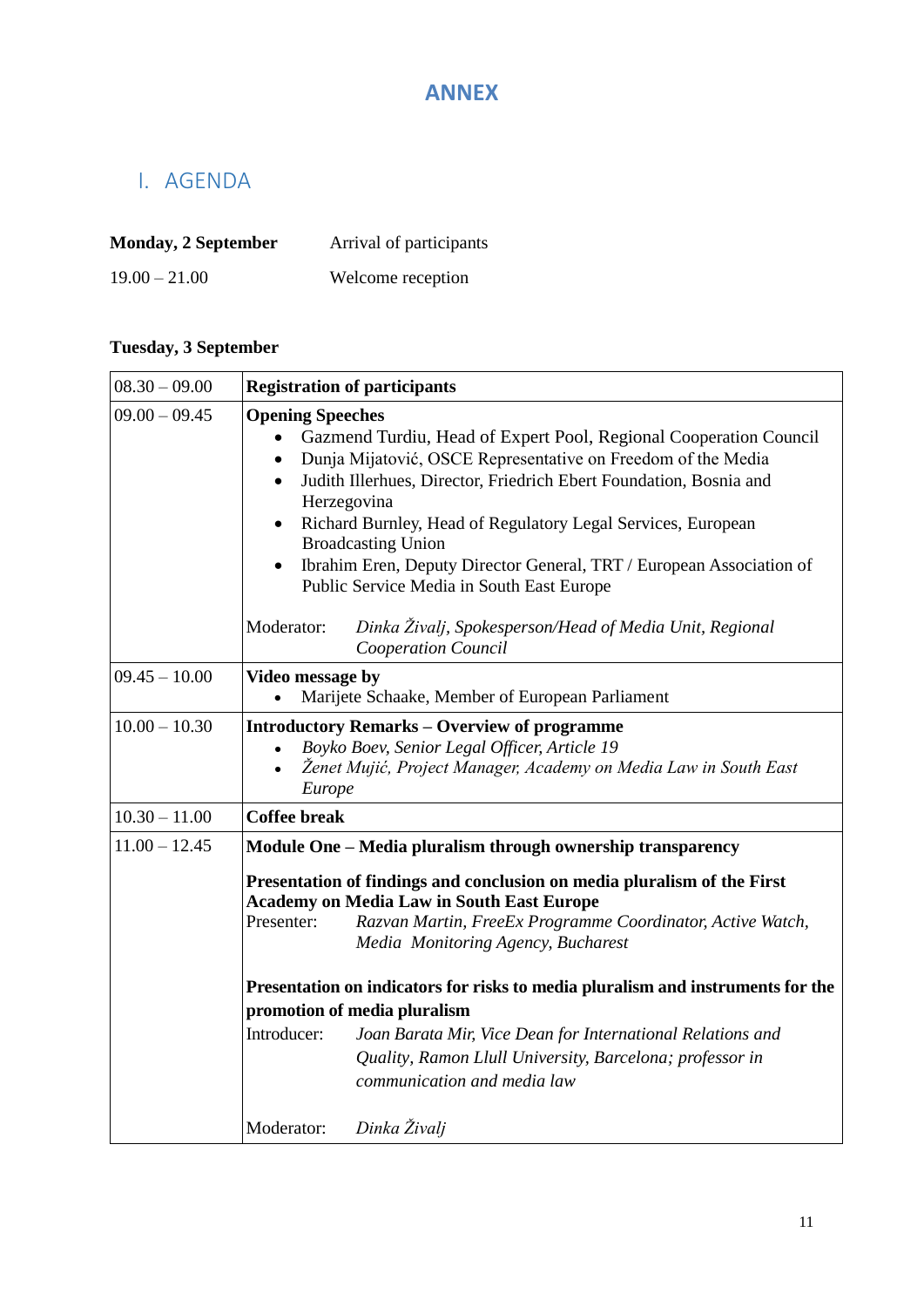# ANNEX

## I. AGENDA

**Monday, 2 September** Arrival of participants

19.00 – 21.00 Welcome reception

**Tuesday, 3 September**

| | |
|---|---|
| 08.30 – 09.00 | **Registration of participants** |
| 09.00 – 09.45 | **Opening Speeches**<br>• Gazmend Turdiu, Head of Expert Pool, Regional Cooperation Council<br>• Dunja Mijatović, OSCE Representative on Freedom of the Media<br>• Judith Illerhues, Director, Friedrich Ebert Foundation, Bosnia and Herzegovina<br>• Richard Burnley, Head of Regulatory Legal Services, European Broadcasting Union<br>• Ibrahim Eren, Deputy Director General, TRT / European Association of Public Service Media in South East Europe<br><br>Moderator: *Dinka Živalj, Spokesperson/Head of Media Unit, Regional Cooperation Council* |
| 09.45 – 10.00 | **Video message by**<br>• Marijete Schaake, Member of European Parliament |
| 10.00 – 10.30 | **Introductory Remarks – Overview of programme**<br>• *Boyko Boev, Senior Legal Officer, Article 19*<br>• *Ženet Mujić, Project Manager, Academy on Media Law in South East Europe* |
| 10.30 – 11.00 | **Coffee break** |
| 11.00 – 12.45 | **Module One – Media pluralism through ownership transparency**<br><br>**Presentation of findings and conclusion on media pluralism of the First Academy on Media Law in South East Europe**<br>Presenter: *Razvan Martin, FreeEx Programme Coordinator, Active Watch, Media Monitoring Agency, Bucharest*<br><br>**Presentation on indicators for risks to media pluralism and instruments for the promotion of media pluralism**<br>Introducer: *Joan Barata Mir, Vice Dean for International Relations and Quality, Ramon Llull University, Barcelona; professor in communication and media law*<br><br>Moderator: *Dinka Živalj* |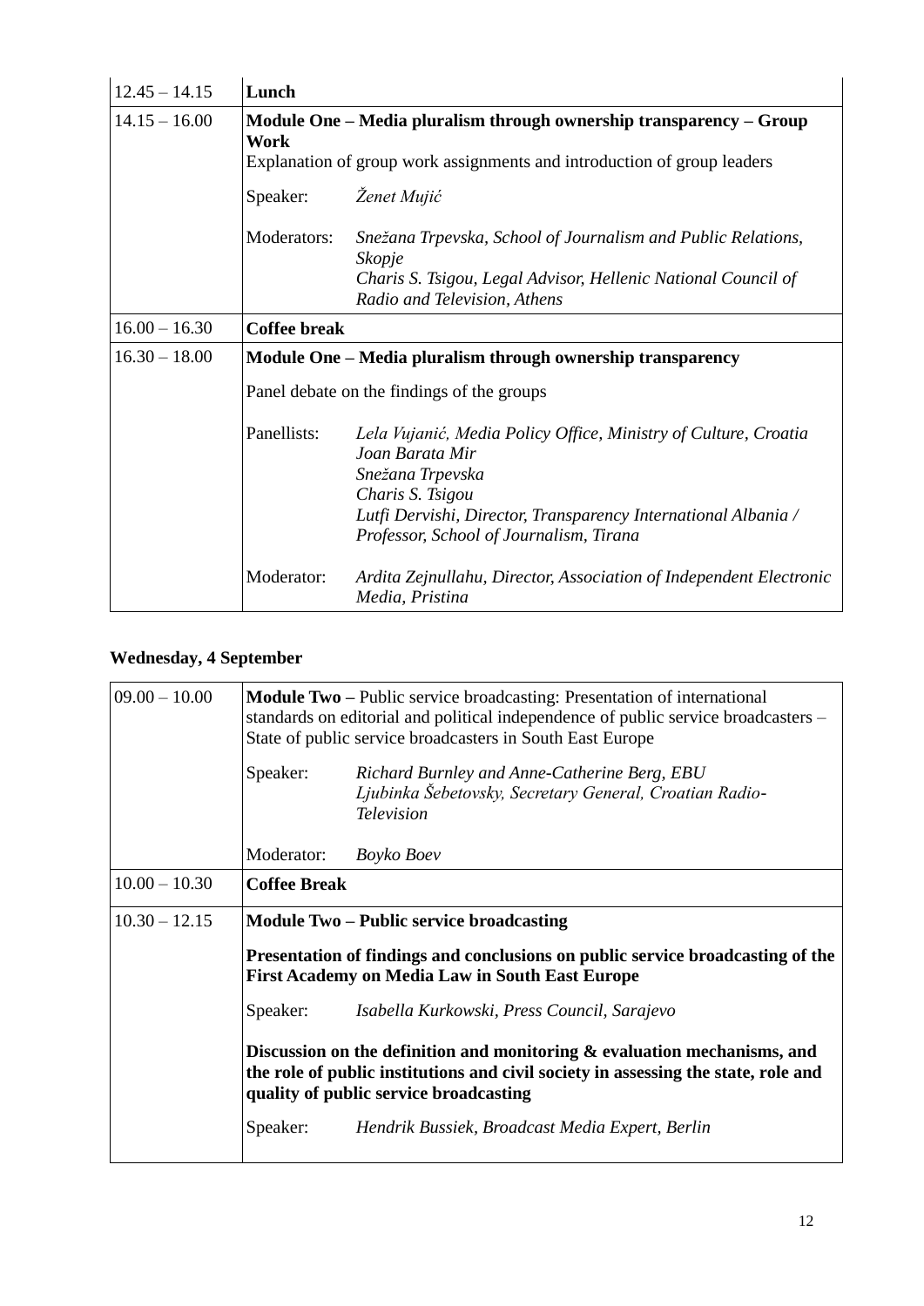| | |
|---|---|
| 12.45 – 14.15 | **Lunch** |
| 14.15 – 16.00 | **Module One – Media pluralism through ownership transparency – Group Work**<br>Explanation of group work assignments and introduction of group leaders<br><br>Speaker: *Ženet Mujić*<br><br>Moderators: *Snežana Trpevska, School of Journalism and Public Relations, Skopje*<br>*Charis S. Tsigou, Legal Advisor, Hellenic National Council of Radio and Television, Athens* |
| 16.00 – 16.30 | **Coffee break** |
| 16.30 – 18.00 | **Module One – Media pluralism through ownership transparency**<br><br>Panel debate on the findings of the groups<br><br>Panellists: *Lela Vujanić, Media Policy Office, Ministry of Culture, Croatia*<br>*Joan Barata Mir*<br>*Snežana Trpevska*<br>*Charis S. Tsigou*<br>*Lutfi Dervishi, Director, Transparency International Albania / Professor, School of Journalism, Tirana*<br><br>Moderator: *Ardita Zejnullahu, Director, Association of Independent Electronic Media, Pristina* |

**Wednesday, 4 September**

| | |
|---|---|
| 09.00 – 10.00 | **Module Two –** Public service broadcasting: Presentation of international standards on editorial and political independence of public service broadcasters – State of public service broadcasters in South East Europe<br><br>Speaker: *Richard Burnley and Anne-Catherine Berg, EBU*<br>*Ljubinka Šebetovsky, Secretary General, Croatian Radio-Television*<br><br>Moderator: *Boyko Boev* |
| 10.00 – 10.30 | **Coffee Break** |
| 10.30 – 12.15 | **Module Two – Public service broadcasting**<br><br>**Presentation of findings and conclusions on public service broadcasting of the First Academy on Media Law in South East Europe**<br><br>Speaker: *Isabella Kurkowski, Press Council, Sarajevo*<br><br>**Discussion on the definition and monitoring & evaluation mechanisms, and the role of public institutions and civil society in assessing the state, role and quality of public service broadcasting**<br><br>Speaker: *Hendrik Bussiek, Broadcast Media Expert, Berlin* |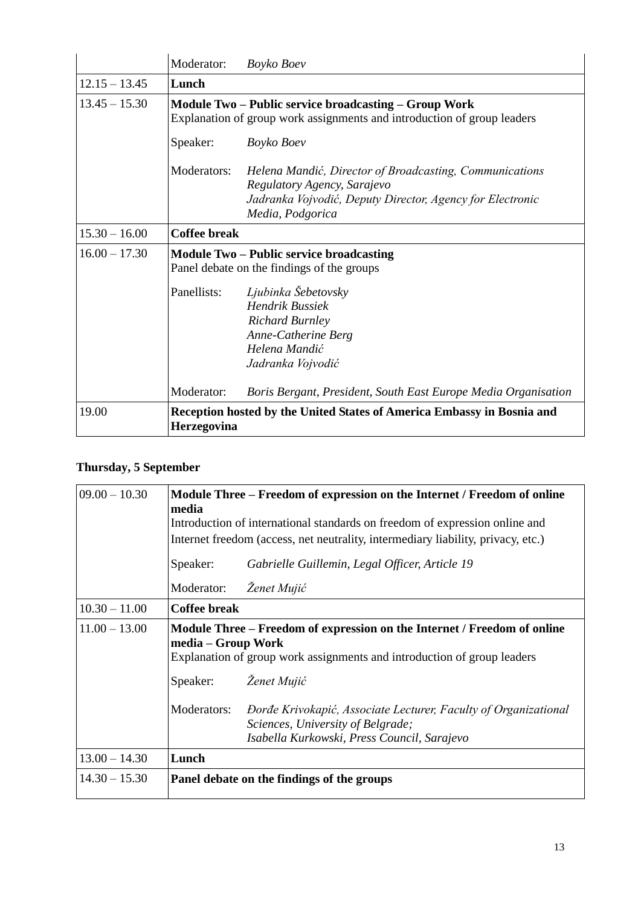| | | |
|---|---|---|
| | Moderator: | *Boyko Boev* |
| 12.15 – 13.45 | **Lunch** | |
| 13.45 – 15.30 | **Module Two – Public service broadcasting – Group Work**<br>Explanation of group work assignments and introduction of group leaders | |
| | Speaker: | *Boyko Boev* |
| | Moderators: | *Helena Mandić, Director of Broadcasting, Communications Regulatory Agency, Sarajevo*<br>*Jadranka Vojvodić, Deputy Director, Agency for Electronic Media, Podgorica* |
| 15.30 – 16.00 | **Coffee break** | |
| 16.00 – 17.30 | **Module Two – Public service broadcasting**<br>Panel debate on the findings of the groups | |
| | Panellists: | *Ljubinka Šebetovsky*<br>*Hendrik Bussiek*<br>*Richard Burnley*<br>*Anne-Catherine Berg*<br>*Helena Mandić*<br>*Jadranka Vojvodić* |
| | Moderator: | *Boris Bergant, President, South East Europe Media Organisation* |
| 19.00 | **Reception hosted by the United States of America Embassy in Bosnia and Herzegovina** | |

**Thursday, 5 September**

| | | |
|---|---|---|
| 09.00 – 10.30 | **Module Three – Freedom of expression on the Internet / Freedom of online media**<br>Introduction of international standards on freedom of expression online and Internet freedom (access, net neutrality, intermediary liability, privacy, etc.) | |
| | Speaker: | *Gabrielle Guillemin, Legal Officer, Article 19* |
| | Moderator: | *Ženet Mujić* |
| 10.30 – 11.00 | **Coffee break** | |
| 11.00 – 13.00 | **Module Three – Freedom of expression on the Internet / Freedom of online media – Group Work**<br>Explanation of group work assignments and introduction of group leaders | |
| | Speaker: | *Ženet Mujić* |
| | Moderators: | *Đorđe Krivokapić, Associate Lecturer, Faculty of Organizational Sciences, University of Belgrade;*<br>*Isabella Kurkowski, Press Council, Sarajevo* |
| 13.00 – 14.30 | **Lunch** | |
| 14.30 – 15.30 | **Panel debate on the findings of the groups** | |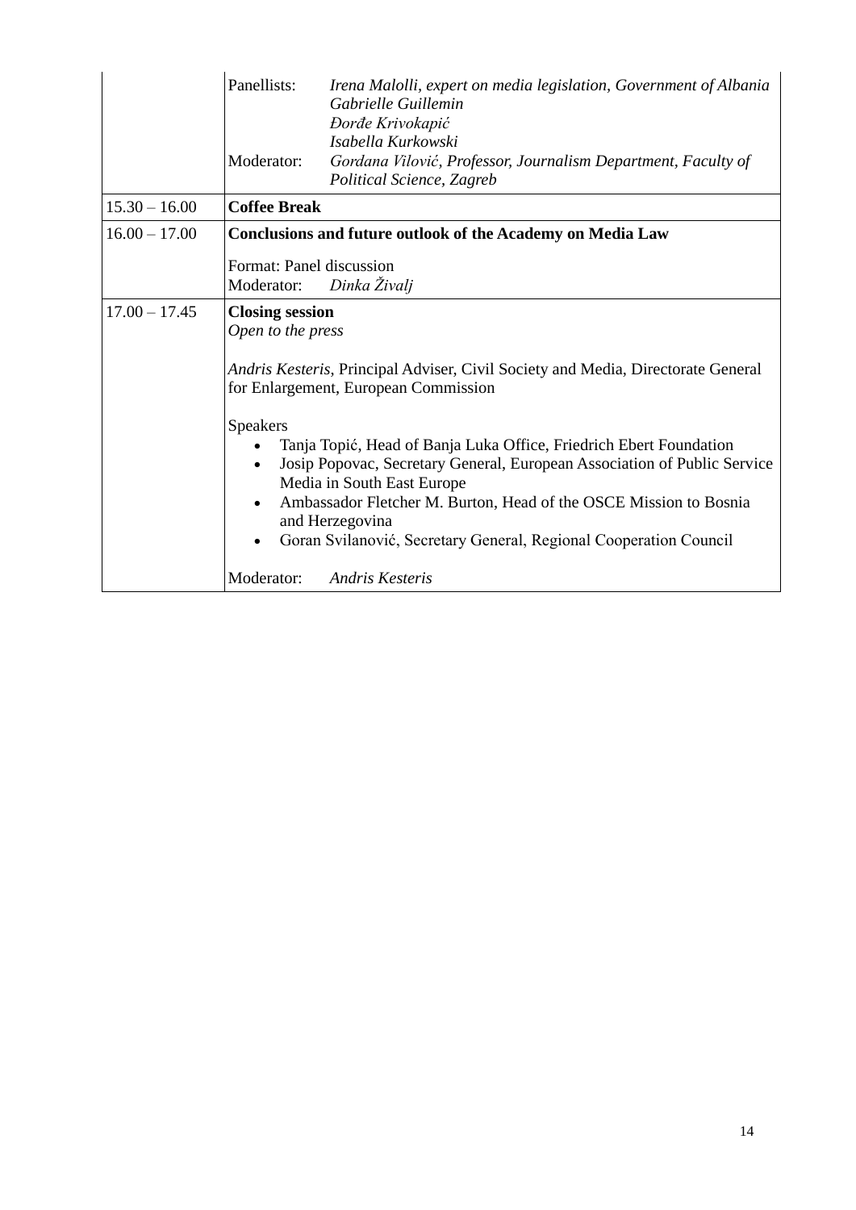| | | |
|---|---|---|
| | Panellists: *Irena Malolli, expert on media legislation, Government of Albania*<br>*Gabrielle Guillemin*<br>*Đorđe Krivokapić*<br>*Isabella Kurkowski*<br>Moderator: *Gordana Vilović, Professor, Journalism Department, Faculty of Political Science, Zagreb* | |
| 15.30 – 16.00 | **Coffee Break** | |
| 16.00 – 17.00 | **Conclusions and future outlook of the Academy on Media Law**<br><br>Format: Panel discussion<br>Moderator: *Dinka Živalj* | |
| 17.00 – 17.45 | **Closing session**<br>*Open to the press*<br><br>*Andris Kesteris*, Principal Adviser, Civil Society and Media, Directorate General for Enlargement, European Commission<br><br>Speakers<br>• Tanja Topić, Head of Banja Luka Office, Friedrich Ebert Foundation<br>• Josip Popovac, Secretary General, European Association of Public Service Media in South East Europe<br>• Ambassador Fletcher M. Burton, Head of the OSCE Mission to Bosnia and Herzegovina<br>• Goran Svilanović, Secretary General, Regional Cooperation Council<br><br>Moderator: *Andris Kesteris* | |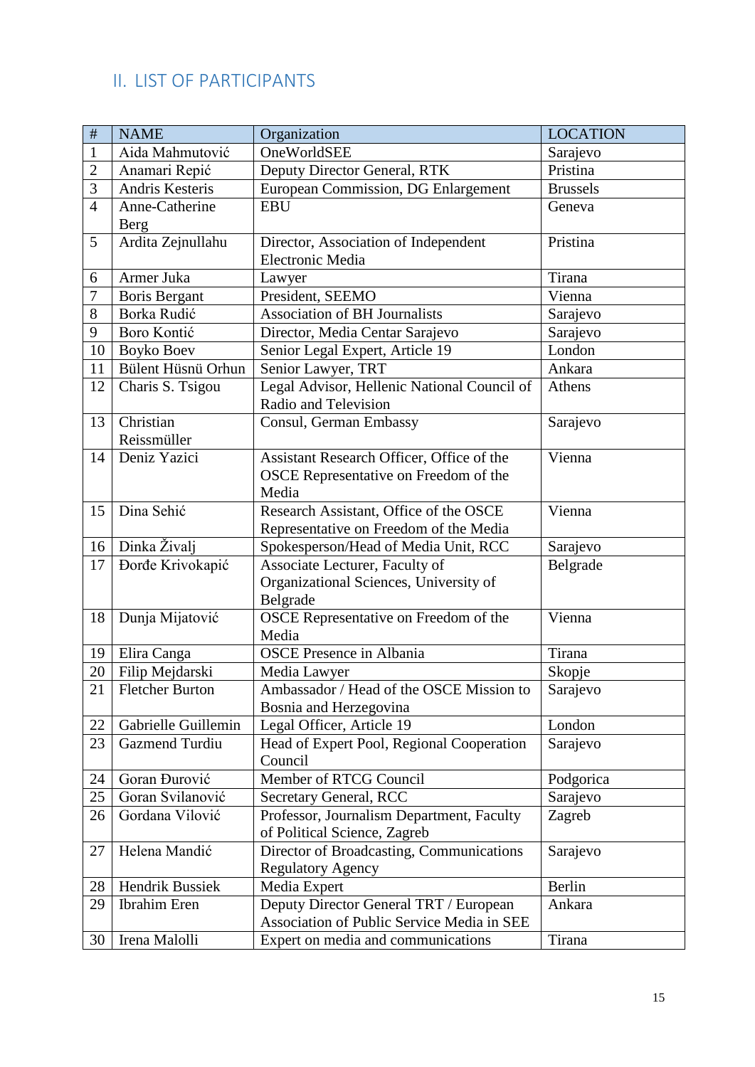## II. LIST OF PARTICIPANTS

| # | NAME | Organization | LOCATION |
|---|---|---|---|
| 1 | Aida Mahmutović | OneWorldSEE | Sarajevo |
| 2 | Anamari Repić | Deputy Director General, RTK | Pristina |
| 3 | Andris Kesteris | European Commission, DG Enlargement | Brussels |
| 4 | Anne-Catherine Berg | EBU | Geneva |
| 5 | Ardita Zejnullahu | Director, Association of Independent Electronic Media | Pristina |
| 6 | Armer Juka | Lawyer | Tirana |
| 7 | Boris Bergant | President, SEEMO | Vienna |
| 8 | Borka Rudić | Association of BH Journalists | Sarajevo |
| 9 | Boro Kontić | Director, Media Centar Sarajevo | Sarajevo |
| 10 | Boyko Boev | Senior Legal Expert, Article 19 | London |
| 11 | Bülent Hüsnü Orhun | Senior Lawyer, TRT | Ankara |
| 12 | Charis S. Tsigou | Legal Advisor, Hellenic National Council of Radio and Television | Athens |
| 13 | Christian Reissmüller | Consul, German Embassy | Sarajevo |
| 14 | Deniz Yazici | Assistant Research Officer, Office of the OSCE Representative on Freedom of the Media | Vienna |
| 15 | Dina Sehić | Research Assistant, Office of the OSCE Representative on Freedom of the Media | Vienna |
| 16 | Dinka Živalj | Spokesperson/Head of Media Unit, RCC | Sarajevo |
| 17 | Đorđe Krivokapić | Associate Lecturer, Faculty of Organizational Sciences, University of Belgrade | Belgrade |
| 18 | Dunja Mijatović | OSCE Representative on Freedom of the Media | Vienna |
| 19 | Elira Canga | OSCE Presence in Albania | Tirana |
| 20 | Filip Mejdarski | Media Lawyer | Skopje |
| 21 | Fletcher Burton | Ambassador / Head of the OSCE Mission to Bosnia and Herzegovina | Sarajevo |
| 22 | Gabrielle Guillemin | Legal Officer, Article 19 | London |
| 23 | Gazmend Turdiu | Head of Expert Pool, Regional Cooperation Council | Sarajevo |
| 24 | Goran Đurović | Member of RTCG Council | Podgorica |
| 25 | Goran Svilanović | Secretary General, RCC | Sarajevo |
| 26 | Gordana Vilović | Professor, Journalism Department, Faculty of Political Science, Zagreb | Zagreb |
| 27 | Helena Mandić | Director of Broadcasting, Communications Regulatory Agency | Sarajevo |
| 28 | Hendrik Bussiek | Media Expert | Berlin |
| 29 | Ibrahim Eren | Deputy Director General TRT / European Association of Public Service Media in SEE | Ankara |
| 30 | Irena Malolli | Expert on media and communications | Tirana |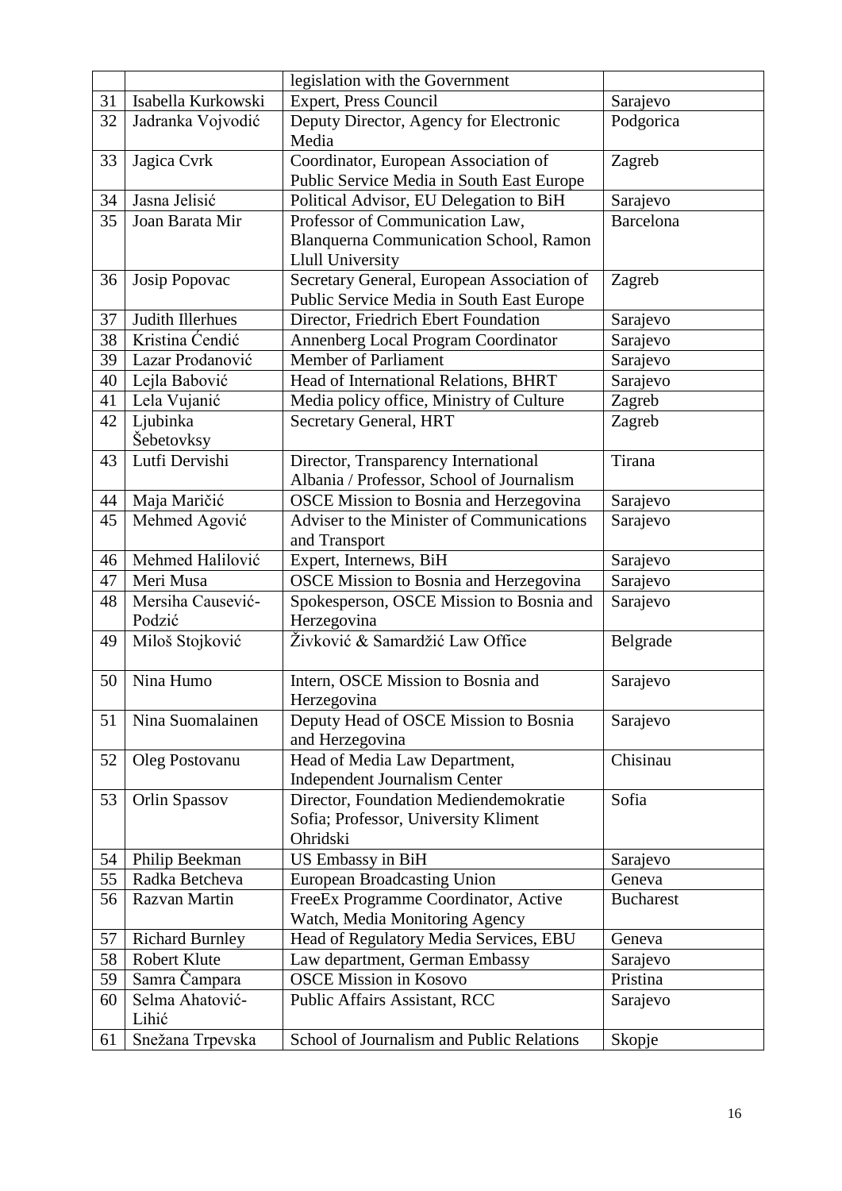| | | | |
|---|---|---|---|
| | | legislation with the Government | |
| 31 | Isabella Kurkowski | Expert, Press Council | Sarajevo |
| 32 | Jadranka Vojvodić | Deputy Director, Agency for Electronic Media | Podgorica |
| 33 | Jagica Cvrk | Coordinator, European Association of Public Service Media in South East Europe | Zagreb |
| 34 | Jasna Jelisić | Political Advisor, EU Delegation to BiH | Sarajevo |
| 35 | Joan Barata Mir | Professor of Communication Law, Blanquerna Communication School, Ramon Llull University | Barcelona |
| 36 | Josip Popovac | Secretary General, European Association of Public Service Media in South East Europe | Zagreb |
| 37 | Judith Illerhues | Director, Friedrich Ebert Foundation | Sarajevo |
| 38 | Kristina Ćendić | Annenberg Local Program Coordinator | Sarajevo |
| 39 | Lazar Prodanović | Member of Parliament | Sarajevo |
| 40 | Lejla Babović | Head of International Relations, BHRT | Sarajevo |
| 41 | Lela Vujanić | Media policy office, Ministry of Culture | Zagreb |
| 42 | Ljubinka Šebetovksy | Secretary General, HRT | Zagreb |
| 43 | Lutfi Dervishi | Director, Transparency International Albania / Professor, School of Journalism | Tirana |
| 44 | Maja Maričić | OSCE Mission to Bosnia and Herzegovina | Sarajevo |
| 45 | Mehmed Agović | Adviser to the Minister of Communications and Transport | Sarajevo |
| 46 | Mehmed Halilović | Expert, Internews, BiH | Sarajevo |
| 47 | Meri Musa | OSCE Mission to Bosnia and Herzegovina | Sarajevo |
| 48 | Mersiha Causević-Podzić | Spokesperson, OSCE Mission to Bosnia and Herzegovina | Sarajevo |
| 49 | Miloš Stojković | Živković & Samardžić Law Office | Belgrade |
| 50 | Nina Humo | Intern, OSCE Mission to Bosnia and Herzegovina | Sarajevo |
| 51 | Nina Suomalainen | Deputy Head of OSCE Mission to Bosnia and Herzegovina | Sarajevo |
| 52 | Oleg Postovanu | Head of Media Law Department, Independent Journalism Center | Chisinau |
| 53 | Orlin Spassov | Director, Foundation Mediendemokratie Sofia; Professor, University Kliment Ohridski | Sofia |
| 54 | Philip Beekman | US Embassy in BiH | Sarajevo |
| 55 | Radka Betcheva | European Broadcasting Union | Geneva |
| 56 | Razvan Martin | FreeEx Programme Coordinator, Active Watch, Media Monitoring Agency | Bucharest |
| 57 | Richard Burnley | Head of Regulatory Media Services, EBU | Geneva |
| 58 | Robert Klute | Law department, German Embassy | Sarajevo |
| 59 | Samra Čampara | OSCE Mission in Kosovo | Pristina |
| 60 | Selma Ahatović-Lihić | Public Affairs Assistant, RCC | Sarajevo |
| 61 | Snežana Trpevska | School of Journalism and Public Relations | Skopje |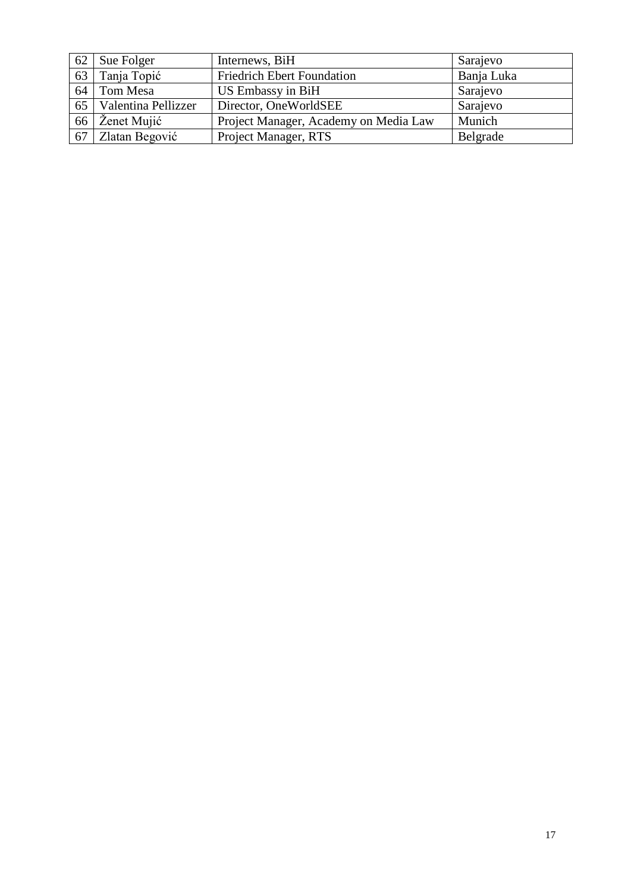| | | | |
|---|---|---|---|
| 62 | Sue Folger | Internews, BiH | Sarajevo |
| 63 | Tanja Topić | Friedrich Ebert Foundation | Banja Luka |
| 64 | Tom Mesa | US Embassy in BiH | Sarajevo |
| 65 | Valentina Pellizzer | Director, OneWorldSEE | Sarajevo |
| 66 | Ženet Mujić | Project Manager, Academy on Media Law | Munich |
| 67 | Zlatan Begović | Project Manager, RTS | Belgrade |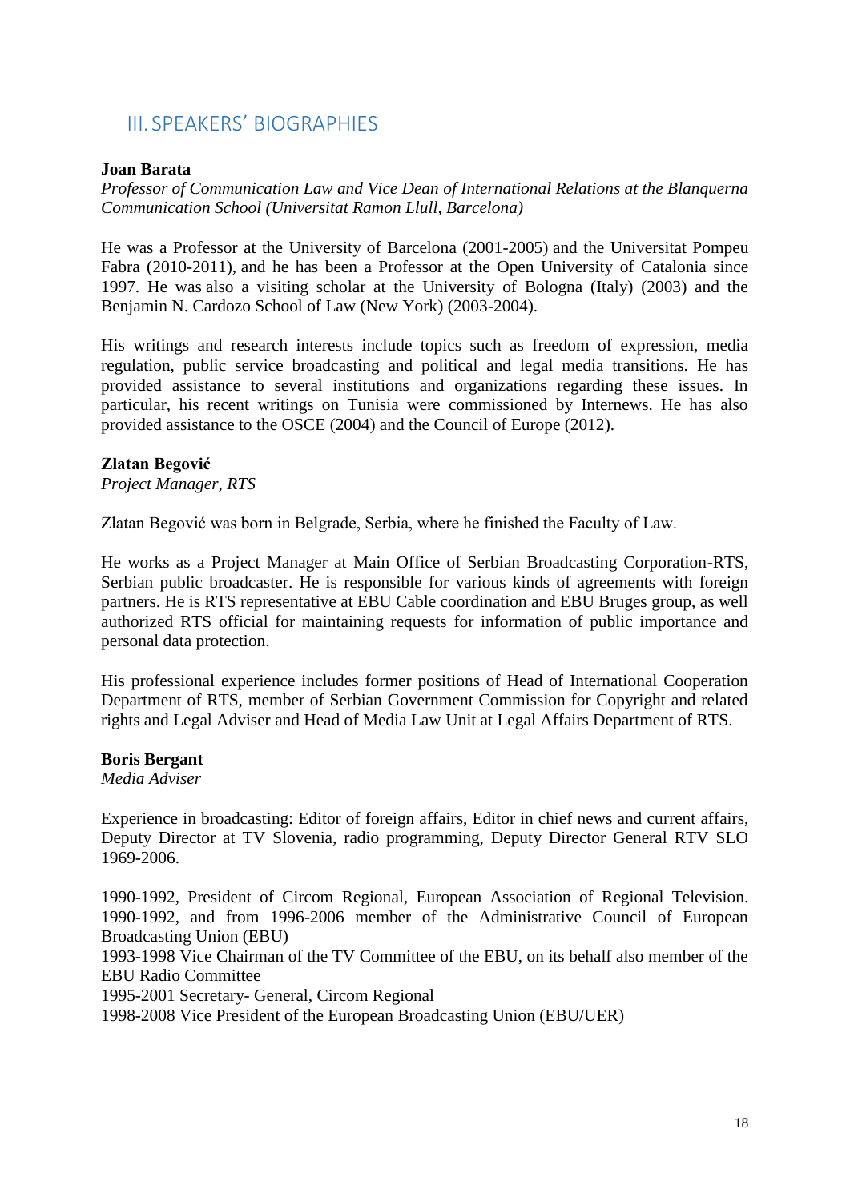## III. SPEAKERS' BIOGRAPHIES

**Joan Barata**
*Professor of Communication Law and Vice Dean of International Relations at the Blanquerna Communication School (Universitat Ramon Llull, Barcelona)*

He was a Professor at the University of Barcelona (2001-2005) and the Universitat Pompeu Fabra (2010-2011), and he has been a Professor at the Open University of Catalonia since 1997. He was also a visiting scholar at the University of Bologna (Italy) (2003) and the Benjamin N. Cardozo School of Law (New York) (2003-2004).

His writings and research interests include topics such as freedom of expression, media regulation, public service broadcasting and political and legal media transitions. He has provided assistance to several institutions and organizations regarding these issues. In particular, his recent writings on Tunisia were commissioned by Internews. He has also provided assistance to the OSCE (2004) and the Council of Europe (2012).

**Zlatan Begović**
*Project Manager, RTS*

Zlatan Begović was born in Belgrade, Serbia, where he finished the Faculty of Law.

He works as a Project Manager at Main Office of Serbian Broadcasting Corporation-RTS, Serbian public broadcaster. He is responsible for various kinds of agreements with foreign partners. He is RTS representative at EBU Cable coordination and EBU Bruges group, as well authorized RTS official for maintaining requests for information of public importance and personal data protection.

His professional experience includes former positions of Head of International Cooperation Department of RTS, member of Serbian Government Commission for Copyright and related rights and Legal Adviser and Head of Media Law Unit at Legal Affairs Department of RTS.

**Boris Bergant**
*Media Adviser*

Experience in broadcasting: Editor of foreign affairs, Editor in chief news and current affairs, Deputy Director at TV Slovenia, radio programming, Deputy Director General RTV SLO 1969-2006.

1990-1992, President of Circom Regional, European Association of Regional Television.
1990-1992, and from 1996-2006 member of the Administrative Council of European Broadcasting Union (EBU)
1993-1998 Vice Chairman of the TV Committee of the EBU, on its behalf also member of the EBU Radio Committee
1995-2001 Secretary- General, Circom Regional
1998-2008 Vice President of the European Broadcasting Union (EBU/UER)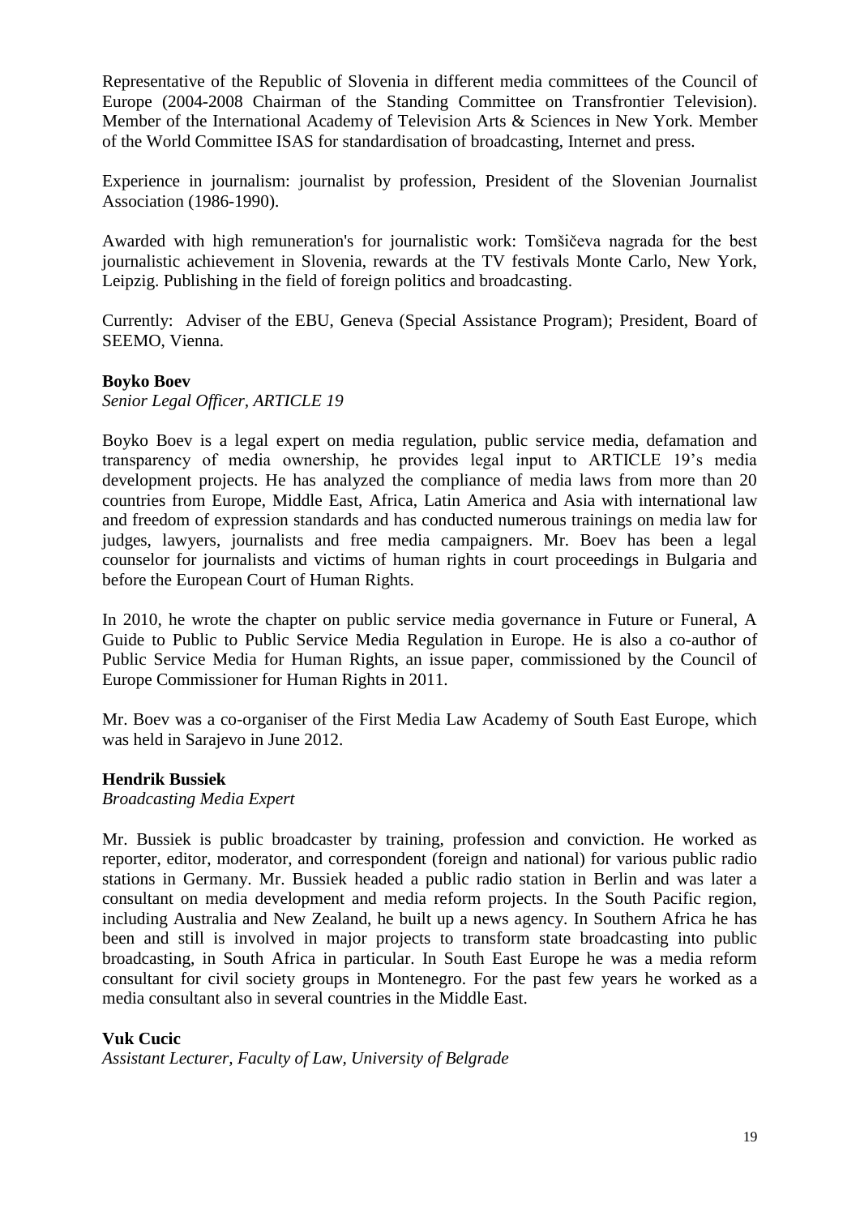Representative of the Republic of Slovenia in different media committees of the Council of Europe (2004-2008 Chairman of the Standing Committee on Transfrontier Television). Member of the International Academy of Television Arts & Sciences in New York. Member of the World Committee ISAS for standardisation of broadcasting, Internet and press.

Experience in journalism: journalist by profession, President of the Slovenian Journalist Association (1986-1990).

Awarded with high remuneration's for journalistic work: Tomšičeva nagrada for the best journalistic achievement in Slovenia, rewards at the TV festivals Monte Carlo, New York, Leipzig. Publishing in the field of foreign politics and broadcasting.

Currently: Adviser of the EBU, Geneva (Special Assistance Program); President, Board of SEEMO, Vienna.

**Boyko Boev**
*Senior Legal Officer, ARTICLE 19*

Boyko Boev is a legal expert on media regulation, public service media, defamation and transparency of media ownership, he provides legal input to ARTICLE 19's media development projects. He has analyzed the compliance of media laws from more than 20 countries from Europe, Middle East, Africa, Latin America and Asia with international law and freedom of expression standards and has conducted numerous trainings on media law for judges, lawyers, journalists and free media campaigners. Mr. Boev has been a legal counselor for journalists and victims of human rights in court proceedings in Bulgaria and before the European Court of Human Rights.

In 2010, he wrote the chapter on public service media governance in Future or Funeral, A Guide to Public to Public Service Media Regulation in Europe. He is also a co-author of Public Service Media for Human Rights, an issue paper, commissioned by the Council of Europe Commissioner for Human Rights in 2011.

Mr. Boev was a co-organiser of the First Media Law Academy of South East Europe, which was held in Sarajevo in June 2012.

**Hendrik Bussiek**
*Broadcasting Media Expert*

Mr. Bussiek is public broadcaster by training, profession and conviction. He worked as reporter, editor, moderator, and correspondent (foreign and national) for various public radio stations in Germany. Mr. Bussiek headed a public radio station in Berlin and was later a consultant on media development and media reform projects. In the South Pacific region, including Australia and New Zealand, he built up a news agency. In Southern Africa he has been and still is involved in major projects to transform state broadcasting into public broadcasting, in South Africa in particular. In South East Europe he was a media reform consultant for civil society groups in Montenegro. For the past few years he worked as a media consultant also in several countries in the Middle East.

**Vuk Cucic**
*Assistant Lecturer, Faculty of Law, University of Belgrade*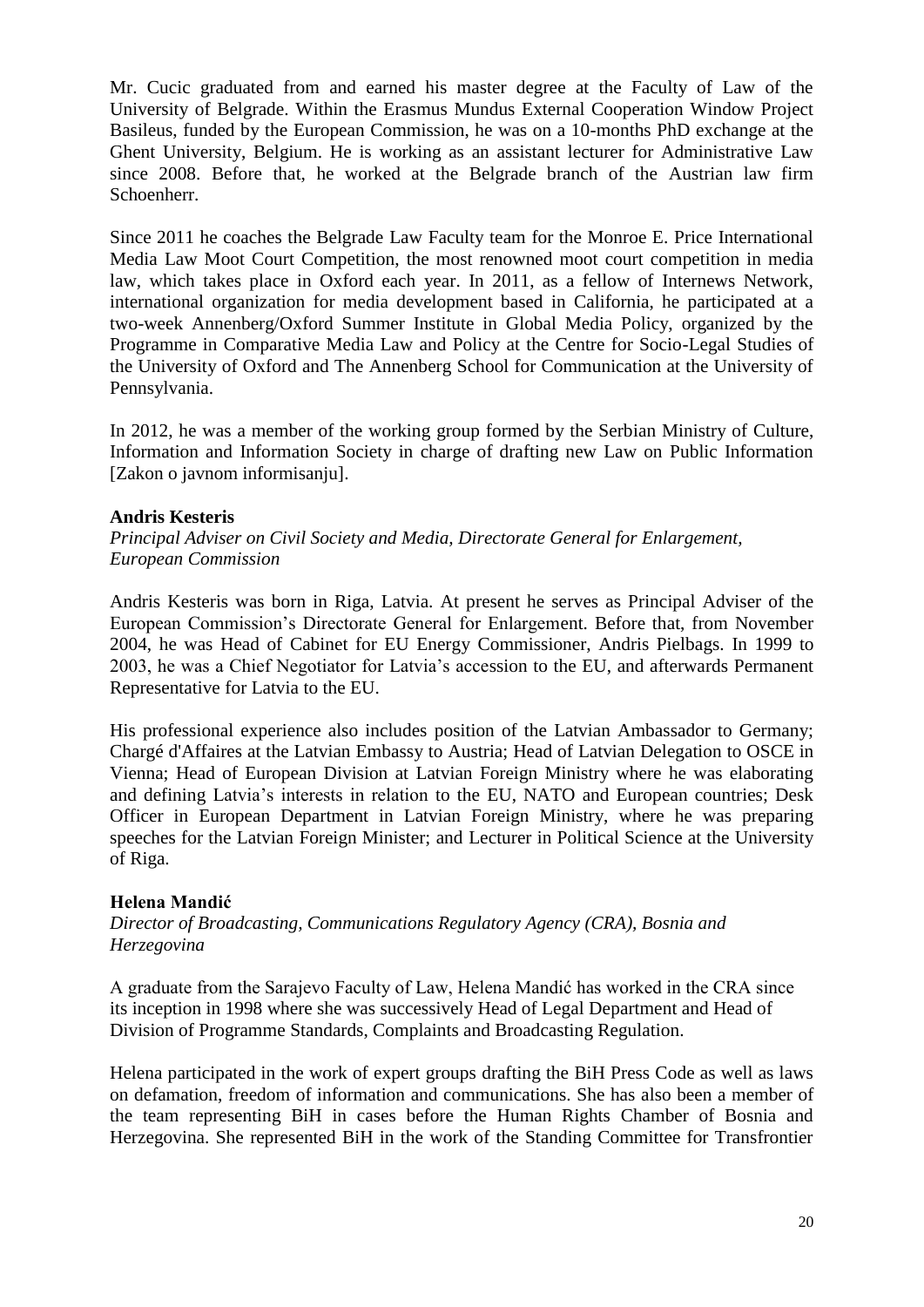Mr. Cucic graduated from and earned his master degree at the Faculty of Law of the University of Belgrade. Within the Erasmus Mundus External Cooperation Window Project Basileus, funded by the European Commission, he was on a 10-months PhD exchange at the Ghent University, Belgium. He is working as an assistant lecturer for Administrative Law since 2008. Before that, he worked at the Belgrade branch of the Austrian law firm Schoenherr.

Since 2011 he coaches the Belgrade Law Faculty team for the Monroe E. Price International Media Law Moot Court Competition, the most renowned moot court competition in media law, which takes place in Oxford each year. In 2011, as a fellow of Internews Network, international organization for media development based in California, he participated at a two-week Annenberg/Oxford Summer Institute in Global Media Policy, organized by the Programme in Comparative Media Law and Policy at the Centre for Socio-Legal Studies of the University of Oxford and The Annenberg School for Communication at the University of Pennsylvania.

In 2012, he was a member of the working group formed by the Serbian Ministry of Culture, Information and Information Society in charge of drafting new Law on Public Information [Zakon o javnom informisanju].

**Andris Kesteris**

*Principal Adviser on Civil Society and Media, Directorate General for Enlargement, European Commission*

Andris Kesteris was born in Riga, Latvia. At present he serves as Principal Adviser of the European Commission's Directorate General for Enlargement. Before that, from November 2004, he was Head of Cabinet for EU Energy Commissioner, Andris Pielbags. In 1999 to 2003, he was a Chief Negotiator for Latvia's accession to the EU, and afterwards Permanent Representative for Latvia to the EU.

His professional experience also includes position of the Latvian Ambassador to Germany; Chargé d'Affaires at the Latvian Embassy to Austria; Head of Latvian Delegation to OSCE in Vienna; Head of European Division at Latvian Foreign Ministry where he was elaborating and defining Latvia's interests in relation to the EU, NATO and European countries; Desk Officer in European Department in Latvian Foreign Ministry, where he was preparing speeches for the Latvian Foreign Minister; and Lecturer in Political Science at the University of Riga.

**Helena Mandić**

*Director of Broadcasting, Communications Regulatory Agency (CRA), Bosnia and Herzegovina*

A graduate from the Sarajevo Faculty of Law, Helena Mandić has worked in the CRA since its inception in 1998 where she was successively Head of Legal Department and Head of Division of Programme Standards, Complaints and Broadcasting Regulation.

Helena participated in the work of expert groups drafting the BiH Press Code as well as laws on defamation, freedom of information and communications. She has also been a member of the team representing BiH in cases before the Human Rights Chamber of Bosnia and Herzegovina. She represented BiH in the work of the Standing Committee for Transfrontier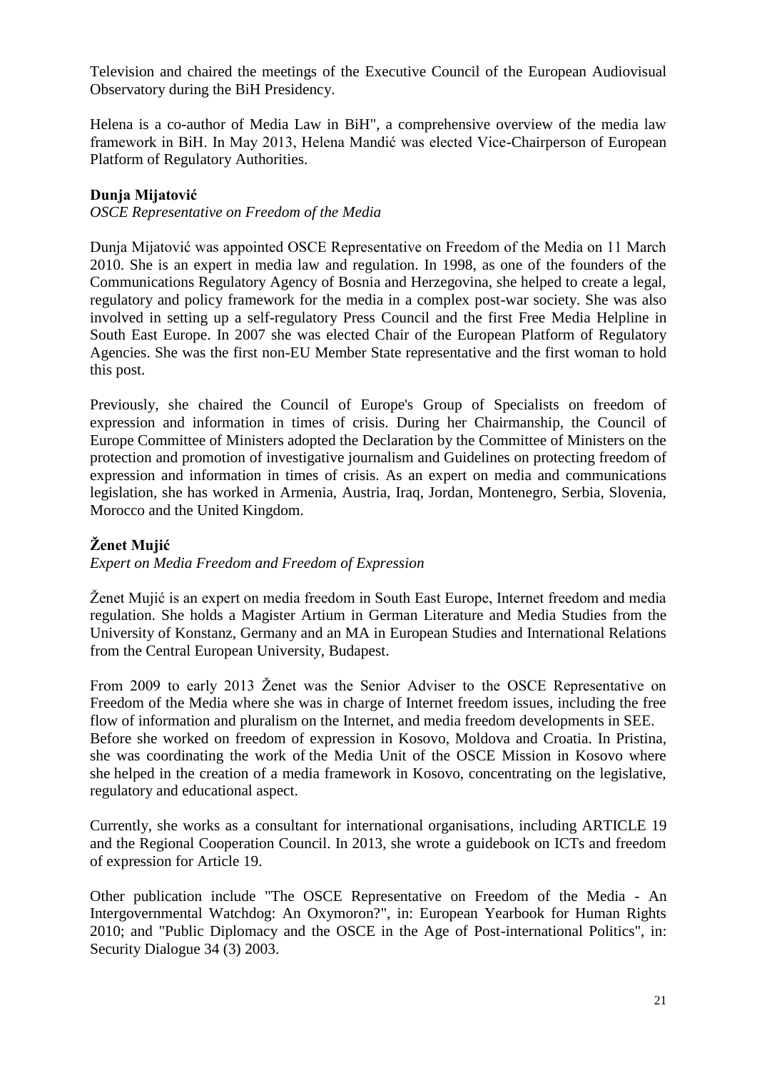Television and chaired the meetings of the Executive Council of the European Audiovisual Observatory during the BiH Presidency.

Helena is a co-author of Media Law in BiH", a comprehensive overview of the media law framework in BiH. In May 2013, Helena Mandić was elected Vice-Chairperson of European Platform of Regulatory Authorities.

**Dunja Mijatović**

*OSCE Representative on Freedom of the Media*

Dunja Mijatović was appointed OSCE Representative on Freedom of the Media on 11 March 2010. She is an expert in media law and regulation. In 1998, as one of the founders of the Communications Regulatory Agency of Bosnia and Herzegovina, she helped to create a legal, regulatory and policy framework for the media in a complex post-war society. She was also involved in setting up a self-regulatory Press Council and the first Free Media Helpline in South East Europe. In 2007 she was elected Chair of the European Platform of Regulatory Agencies. She was the first non-EU Member State representative and the first woman to hold this post.

Previously, she chaired the Council of Europe's Group of Specialists on freedom of expression and information in times of crisis. During her Chairmanship, the Council of Europe Committee of Ministers adopted the Declaration by the Committee of Ministers on the protection and promotion of investigative journalism and Guidelines on protecting freedom of expression and information in times of crisis. As an expert on media and communications legislation, she has worked in Armenia, Austria, Iraq, Jordan, Montenegro, Serbia, Slovenia, Morocco and the United Kingdom.

**Ženet Mujić**

*Expert on Media Freedom and Freedom of Expression*

Ženet Mujić is an expert on media freedom in South East Europe, Internet freedom and media regulation. She holds a Magister Artium in German Literature and Media Studies from the University of Konstanz, Germany and an MA in European Studies and International Relations from the Central European University, Budapest.

From 2009 to early 2013 Ženet was the Senior Adviser to the OSCE Representative on Freedom of the Media where she was in charge of Internet freedom issues, including the free flow of information and pluralism on the Internet, and media freedom developments in SEE.
Before she worked on freedom of expression in Kosovo, Moldova and Croatia. In Pristina, she was coordinating the work of the Media Unit of the OSCE Mission in Kosovo where she helped in the creation of a media framework in Kosovo, concentrating on the legislative, regulatory and educational aspect.

Currently, she works as a consultant for international organisations, including ARTICLE 19 and the Regional Cooperation Council. In 2013, she wrote a guidebook on ICTs and freedom of expression for Article 19.

Other publication include "The OSCE Representative on Freedom of the Media - An Intergovernmental Watchdog: An Oxymoron?", in: European Yearbook for Human Rights 2010; and "Public Diplomacy and the OSCE in the Age of Post-international Politics", in: Security Dialogue 34 (3) 2003.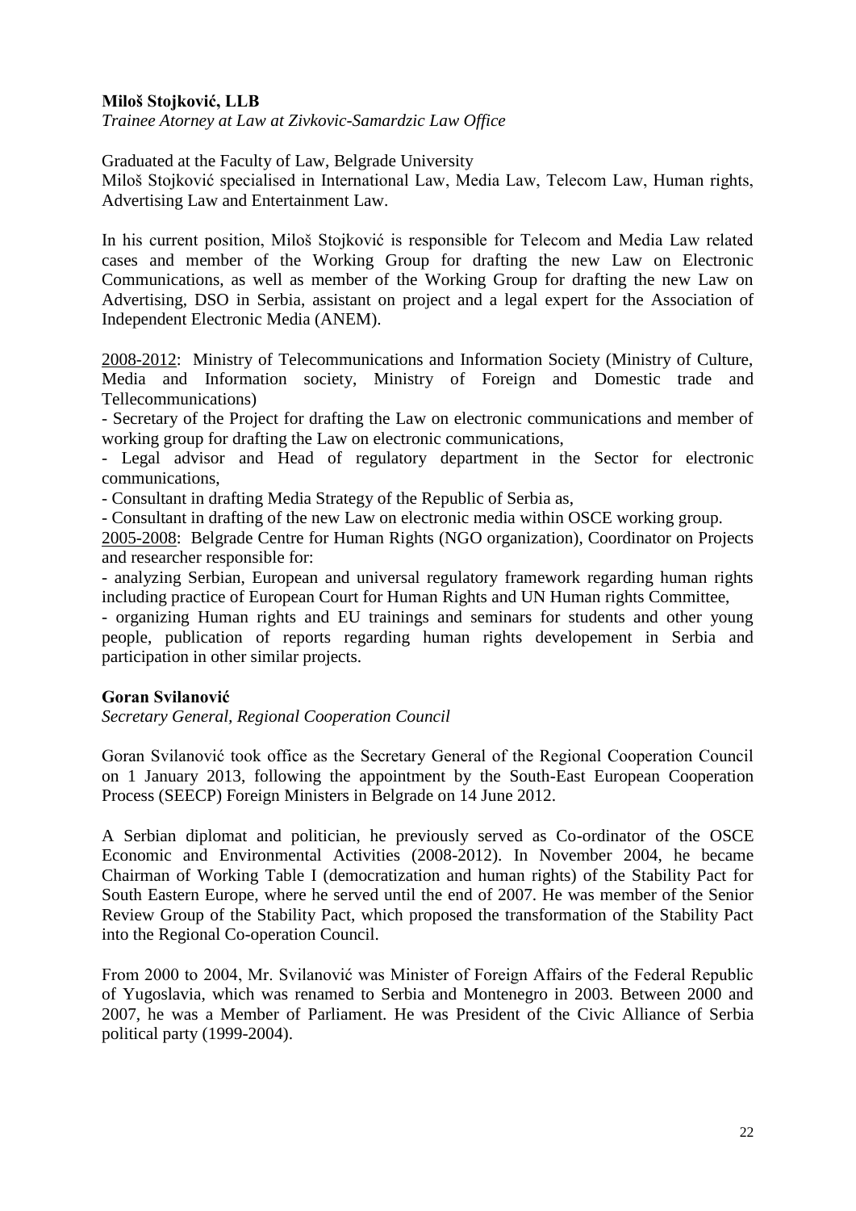**Miloš Stojković, LLB**

*Trainee Atorney at Law at Zivkovic-Samardzic Law Office*

Graduated at the Faculty of Law, Belgrade University

Miloš Stojković specialised in International Law, Media Law, Telecom Law, Human rights, Advertising Law and Entertainment Law.

In his current position, Miloš Stojković is responsible for Telecom and Media Law related cases and member of the Working Group for drafting the new Law on Electronic Communications, as well as member of the Working Group for drafting the new Law on Advertising, DSO in Serbia, assistant on project and a legal expert for the Association of Independent Electronic Media (ANEM).

2008-2012: Ministry of Telecommunications and Information Society (Ministry of Culture, Media and Information society, Ministry of Foreign and Domestic trade and Tellecommunications)

- Secretary of the Project for drafting the Law on electronic communications and member of working group for drafting the Law on electronic communications,
- Legal advisor and Head of regulatory department in the Sector for electronic communications,
- Consultant in drafting Media Strategy of the Republic of Serbia as,
- Consultant in drafting of the new Law on electronic media within OSCE working group.

2005-2008: Belgrade Centre for Human Rights (NGO organization), Coordinator on Projects and researcher responsible for:

- analyzing Serbian, European and universal regulatory framework regarding human rights including practice of European Court for Human Rights and UN Human rights Committee,
- organizing Human rights and EU trainings and seminars for students and other young people, publication of reports regarding human rights developement in Serbia and participation in other similar projects.

**Goran Svilanović**

*Secretary General, Regional Cooperation Council*

Goran Svilanović took office as the Secretary General of the Regional Cooperation Council on 1 January 2013, following the appointment by the South-East European Cooperation Process (SEECP) Foreign Ministers in Belgrade on 14 June 2012.

A Serbian diplomat and politician, he previously served as Co-ordinator of the OSCE Economic and Environmental Activities (2008-2012). In November 2004, he became Chairman of Working Table I (democratization and human rights) of the Stability Pact for South Eastern Europe, where he served until the end of 2007. He was member of the Senior Review Group of the Stability Pact, which proposed the transformation of the Stability Pact into the Regional Co-operation Council.

From 2000 to 2004, Mr. Svilanović was Minister of Foreign Affairs of the Federal Republic of Yugoslavia, which was renamed to Serbia and Montenegro in 2003. Between 2000 and 2007, he was a Member of Parliament. He was President of the Civic Alliance of Serbia political party (1999-2004).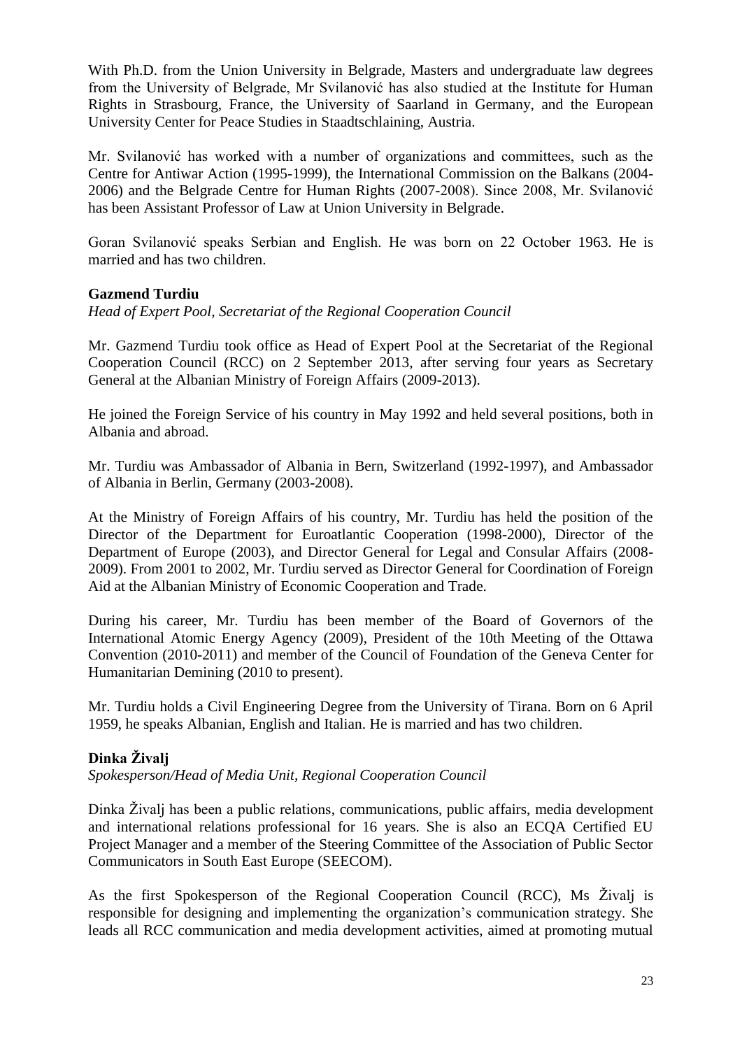With Ph.D. from the Union University in Belgrade, Masters and undergraduate law degrees from the University of Belgrade, Mr Svilanović has also studied at the Institute for Human Rights in Strasbourg, France, the University of Saarland in Germany, and the European University Center for Peace Studies in Staadtschlaining, Austria.

Mr. Svilanović has worked with a number of organizations and committees, such as the Centre for Antiwar Action (1995-1999), the International Commission on the Balkans (2004-2006) and the Belgrade Centre for Human Rights (2007-2008). Since 2008, Mr. Svilanović has been Assistant Professor of Law at Union University in Belgrade.

Goran Svilanović speaks Serbian and English. He was born on 22 October 1963. He is married and has two children.

**Gazmend Turdiu**

*Head of Expert Pool, Secretariat of the Regional Cooperation Council*

Mr. Gazmend Turdiu took office as Head of Expert Pool at the Secretariat of the Regional Cooperation Council (RCC) on 2 September 2013, after serving four years as Secretary General at the Albanian Ministry of Foreign Affairs (2009-2013).

He joined the Foreign Service of his country in May 1992 and held several positions, both in Albania and abroad.

Mr. Turdiu was Ambassador of Albania in Bern, Switzerland (1992-1997), and Ambassador of Albania in Berlin, Germany (2003-2008).

At the Ministry of Foreign Affairs of his country, Mr. Turdiu has held the position of the Director of the Department for Euroatlantic Cooperation (1998-2000), Director of the Department of Europe (2003), and Director General for Legal and Consular Affairs (2008-2009). From 2001 to 2002, Mr. Turdiu served as Director General for Coordination of Foreign Aid at the Albanian Ministry of Economic Cooperation and Trade.

During his career, Mr. Turdiu has been member of the Board of Governors of the International Atomic Energy Agency (2009), President of the 10th Meeting of the Ottawa Convention (2010-2011) and member of the Council of Foundation of the Geneva Center for Humanitarian Demining (2010 to present).

Mr. Turdiu holds a Civil Engineering Degree from the University of Tirana. Born on 6 April 1959, he speaks Albanian, English and Italian. He is married and has two children.

**Dinka Živalj**

*Spokesperson/Head of Media Unit, Regional Cooperation Council*

Dinka Živalj has been a public relations, communications, public affairs, media development and international relations professional for 16 years. She is also an ECQA Certified EU Project Manager and a member of the Steering Committee of the Association of Public Sector Communicators in South East Europe (SEECOM).

As the first Spokesperson of the Regional Cooperation Council (RCC), Ms Živalj is responsible for designing and implementing the organization's communication strategy. She leads all RCC communication and media development activities, aimed at promoting mutual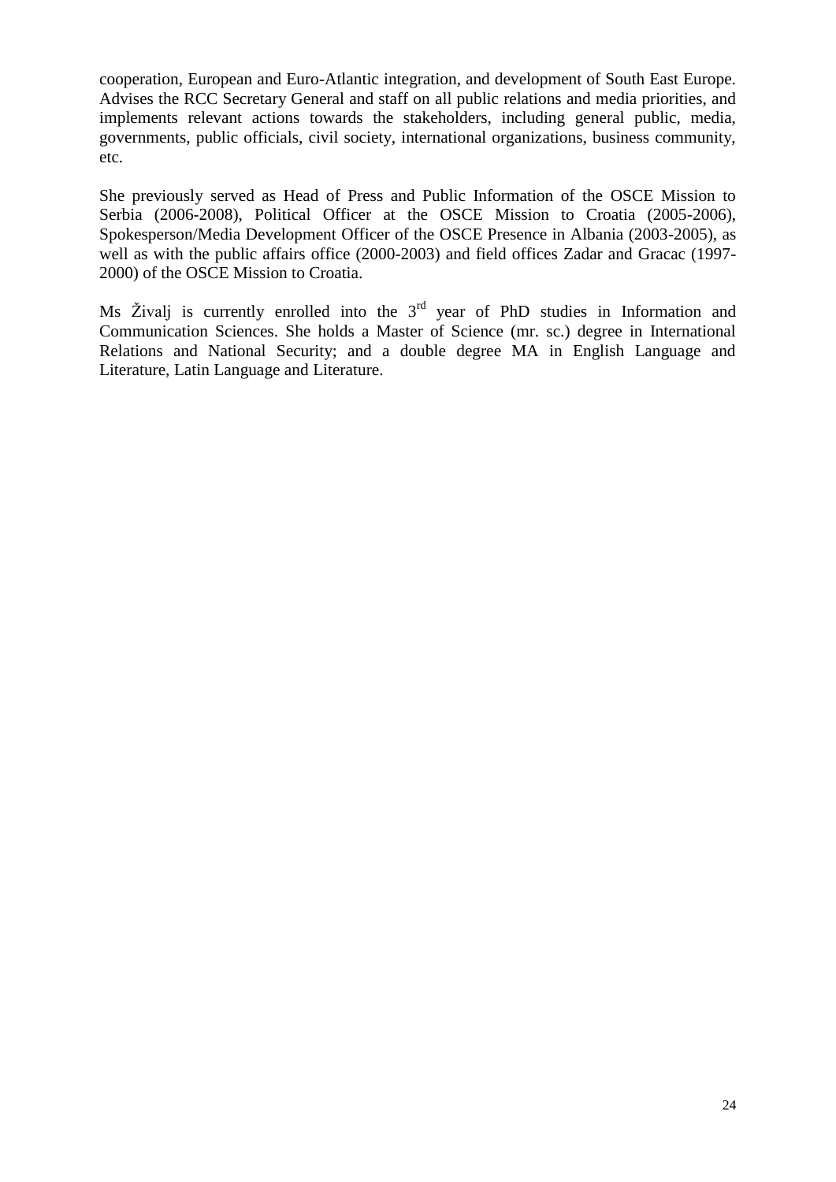cooperation, European and Euro-Atlantic integration, and development of South East Europe. Advises the RCC Secretary General and staff on all public relations and media priorities, and implements relevant actions towards the stakeholders, including general public, media, governments, public officials, civil society, international organizations, business community, etc.

She previously served as Head of Press and Public Information of the OSCE Mission to Serbia (2006-2008), Political Officer at the OSCE Mission to Croatia (2005-2006), Spokesperson/Media Development Officer of the OSCE Presence in Albania (2003-2005), as well as with the public affairs office (2000-2003) and field offices Zadar and Gracac (1997-2000) of the OSCE Mission to Croatia.

Ms Živalj is currently enrolled into the 3rd year of PhD studies in Information and Communication Sciences. She holds a Master of Science (mr. sc.) degree in International Relations and National Security; and a double degree MA in English Language and Literature, Latin Language and Literature.